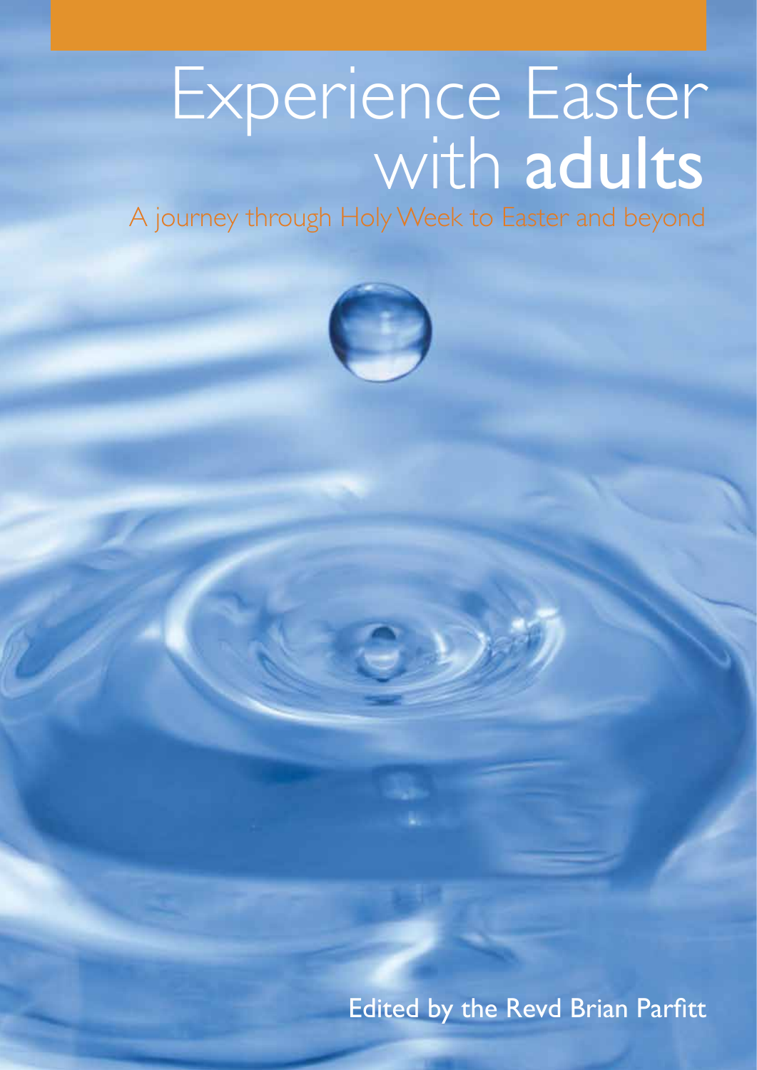# Experience Easter with **adults**

A journey through Holy Week to Easter and beyond

Edited by the Revd Brian Parfitt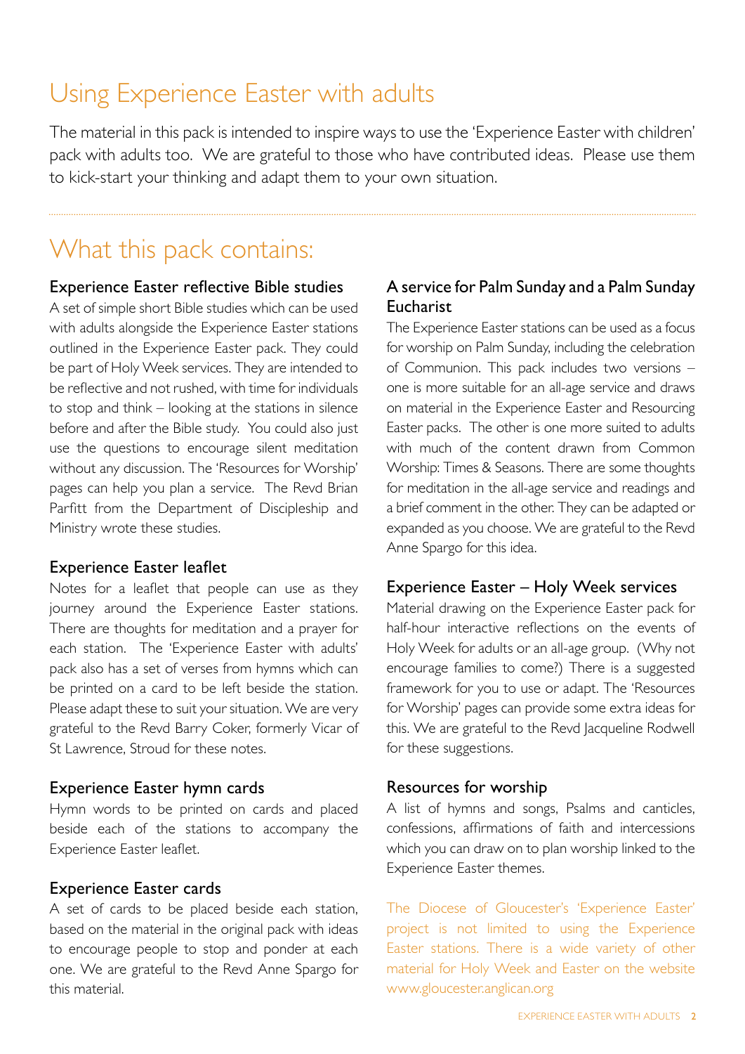# Using Experience Easter with adults

The material in this pack is intended to inspire ways to use the 'Experience Easter with children' pack with adults too. We are grateful to those who have contributed ideas. Please use them to kick-start your thinking and adapt them to your own situation.

# What this pack contains:

### Experience Easter reflective Bible studies

A set of simple short Bible studies which can be used with adults alongside the Experience Easter stations outlined in the Experience Easter pack. They could be part of Holy Week services. They are intended to be reflective and not rushed, with time for individuals to stop and think – looking at the stations in silence before and after the Bible study. You could also just use the questions to encourage silent meditation without any discussion. The 'Resources for Worship' pages can help you plan a service. The Revd Brian Parfitt from the Department of Discipleship and Ministry wrote these studies.

### Experience Easter leaflet

Notes for a leaflet that people can use as they journey around the Experience Easter stations. There are thoughts for meditation and a prayer for each station. The 'Experience Easter with adults' pack also has a set of verses from hymns which can be printed on a card to be left beside the station. Please adapt these to suit your situation. We are very grateful to the Revd Barry Coker, formerly Vicar of St Lawrence, Stroud for these notes.

### Experience Easter hymn cards

Hymn words to be printed on cards and placed beside each of the stations to accompany the Experience Easter leaflet.

### Experience Easter cards

A set of cards to be placed beside each station, based on the material in the original pack with ideas to encourage people to stop and ponder at each one. We are grateful to the Revd Anne Spargo for this material.

### A service for Palm Sunday and a Palm Sunday Eucharist

The Experience Easter stations can be used as a focus for worship on Palm Sunday, including the celebration of Communion. This pack includes two versions – one is more suitable for an all-age service and draws on material in the Experience Easter and Resourcing Easter packs. The other is one more suited to adults with much of the content drawn from Common Worship: Times & Seasons. There are some thoughts for meditation in the all-age service and readings and a brief comment in the other. They can be adapted or expanded as you choose. We are grateful to the Revd Anne Spargo for this idea.

### Experience Easter – Holy Week services

Material drawing on the Experience Easter pack for half-hour interactive reflections on the events of Holy Week for adults or an all-age group. (Why not encourage families to come?) There is a suggested framework for you to use or adapt. The 'Resources for Worship' pages can provide some extra ideas for this. We are grateful to the Revd Jacqueline Rodwell for these suggestions.

### Resources for worship

A list of hymns and songs, Psalms and canticles, confessions, affirmations of faith and intercessions which you can draw on to plan worship linked to the Experience Easter themes.

The Diocese of Gloucester's 'Experience Easter' project is not limited to using the Experience Easter stations. There is a wide variety of other material for Holy Week and Easter on the website www.gloucester.anglican.org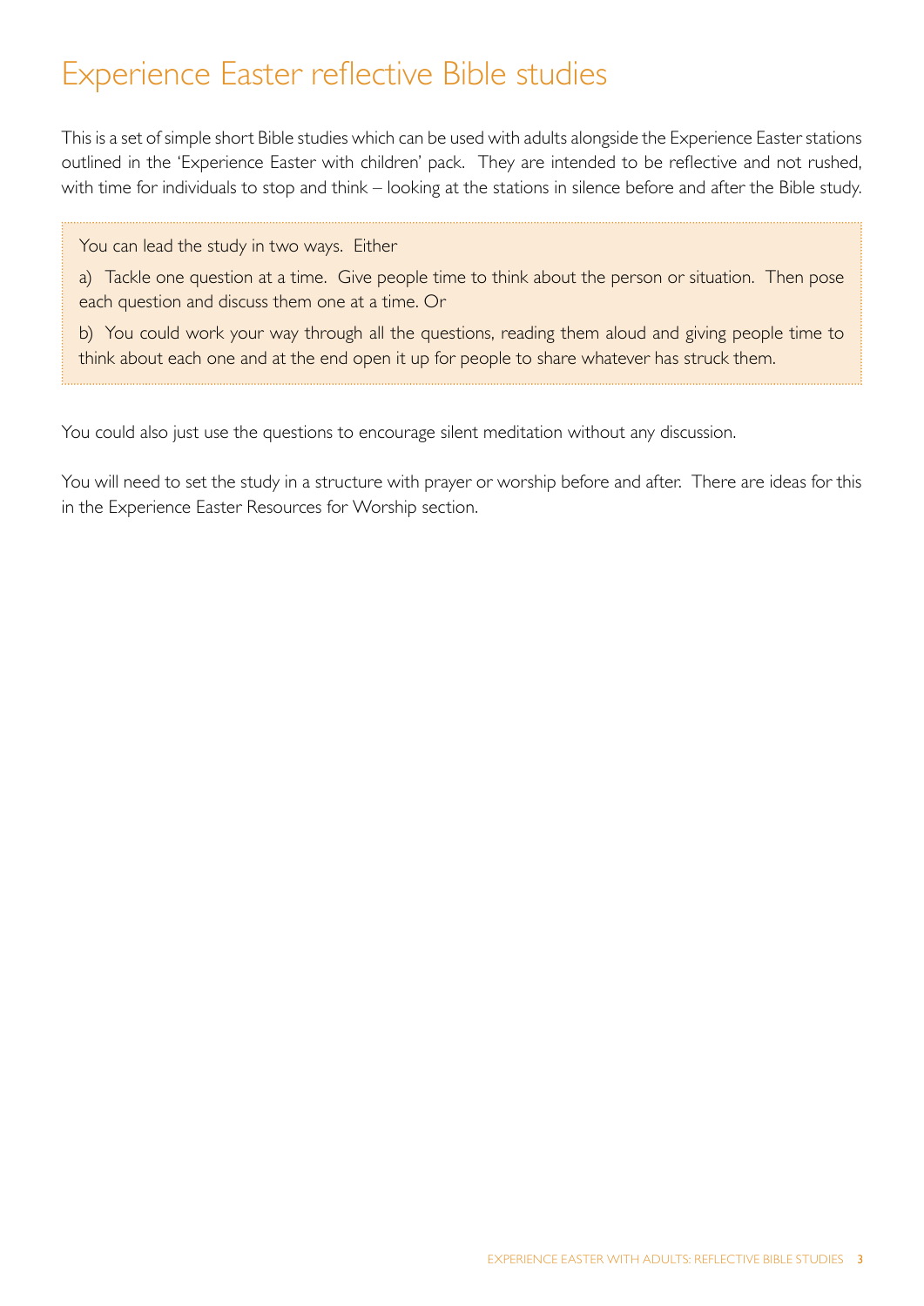# Experience Easter reflective Bible studies

This is a set of simple short Bible studies which can be used with adults alongside the Experience Easter stations outlined in the 'Experience Easter with children' pack. They are intended to be reflective and not rushed, with time for individuals to stop and think – looking at the stations in silence before and after the Bible study.

> You can lead the study in two ways. Either
>
> a) Tackle one question at a time. Give people time to think about the person or situation. Then pose each question and discuss them one at a time. Or
>
> b) You could work your way through all the questions, reading them aloud and giving people time to think about each one and at the end open it up for people to share whatever has struck them.

You could also just use the questions to encourage silent meditation without any discussion.

You will need to set the study in a structure with prayer or worship before and after. There are ideas for this in the Experience Easter Resources for Worship section.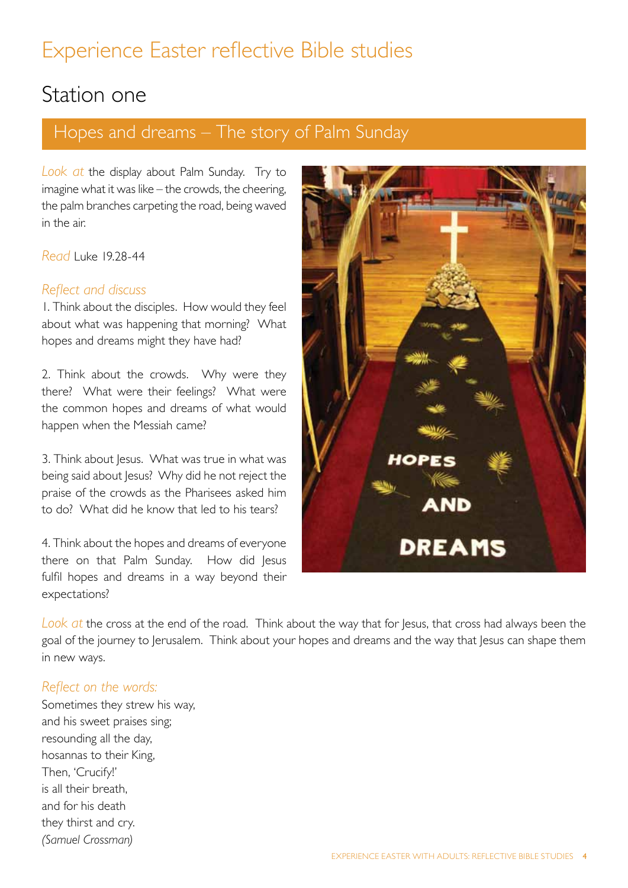# Experience Easter reflective Bible studies

## Station one

### Hopes and dreams – The story of Palm Sunday

*Look at* the display about Palm Sunday. Try to imagine what it was like – the crowds, the cheering, the palm branches carpeting the road, being waved in the air.

*Read* Luke 19.28-44

*Reflect and discuss*

1. Think about the disciples. How would they feel about what was happening that morning? What hopes and dreams might they have had?

2. Think about the crowds. Why were they there? What were their feelings? What were the common hopes and dreams of what would happen when the Messiah came?

3. Think about Jesus. What was true in what was being said about Jesus? Why did he not reject the praise of the crowds as the Pharisees asked him to do? What did he know that led to his tears?

4. Think about the hopes and dreams of everyone there on that Palm Sunday. How did Jesus fulfil hopes and dreams in a way beyond their expectations?

*Look at* the cross at the end of the road. Think about the way that for Jesus, that cross had always been the goal of the journey to Jerusalem. Think about your hopes and dreams and the way that Jesus can shape them in new ways.

*Reflect on the words:*

Sometimes they strew his way,
and his sweet praises sing;
resounding all the day,
hosannas to their King,
Then, 'Crucify!'
is all their breath,
and for his death
they thirst and cry.
*(Samuel Crossman)*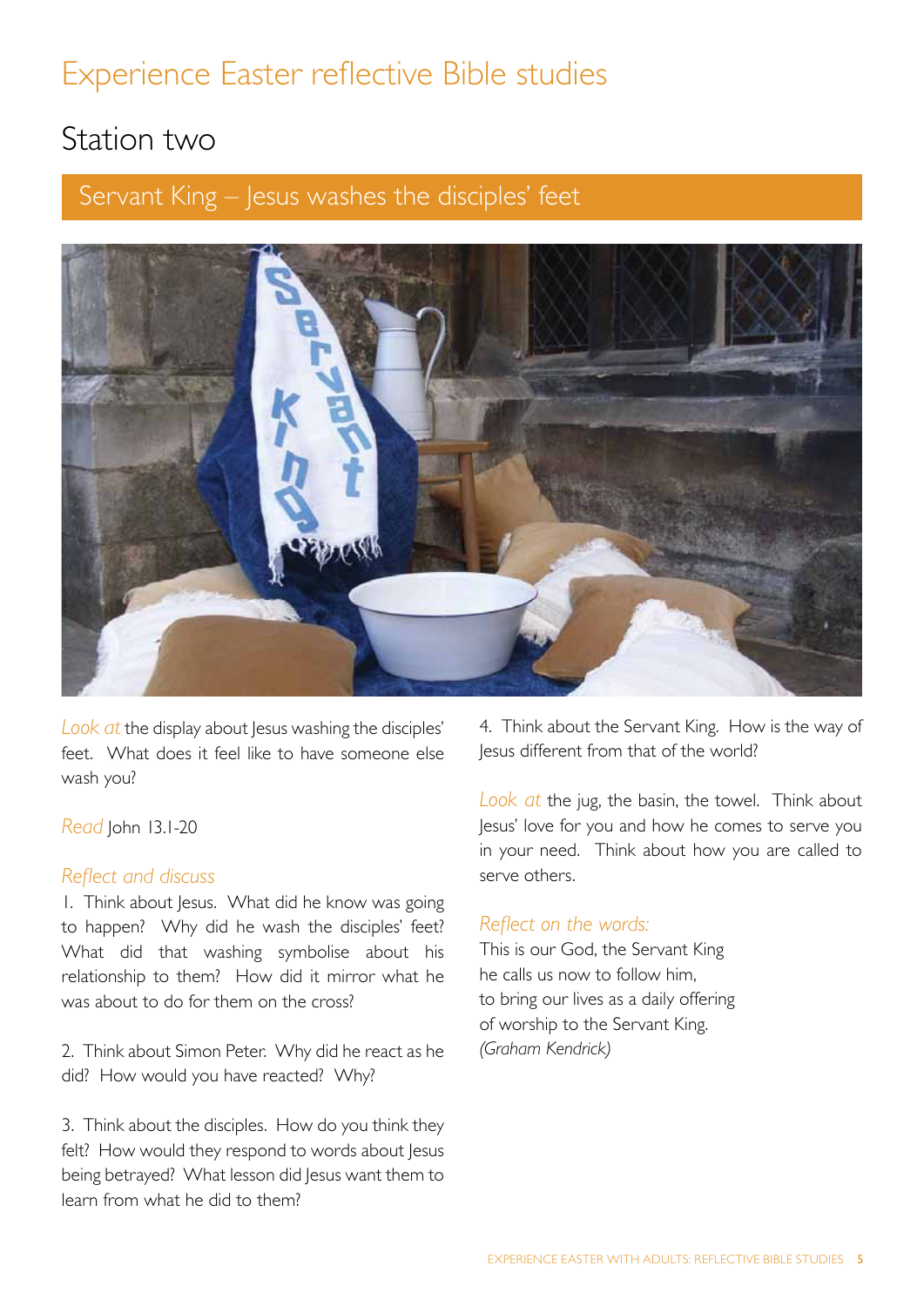# Experience Easter reflective Bible studies

## Station two

### Servant King – Jesus washes the disciples' feet

*Look at* the display about Jesus washing the disciples' feet. What does it feel like to have someone else wash you?

*Read* John 13.1-20

*Reflect and discuss*

1. Think about Jesus. What did he know was going to happen? Why did he wash the disciples' feet? What did that washing symbolise about his relationship to them? How did it mirror what he was about to do for them on the cross?

2. Think about Simon Peter. Why did he react as he did? How would you have reacted? Why?

3. Think about the disciples. How do you think they felt? How would they respond to words about Jesus being betrayed? What lesson did Jesus want them to learn from what he did to them?

4. Think about the Servant King. How is the way of Jesus different from that of the world?

*Look at* the jug, the basin, the towel. Think about Jesus' love for you and how he comes to serve you in your need. Think about how you are called to serve others.

*Reflect on the words:*

This is our God, the Servant King  
he calls us now to follow him,  
to bring our lives as a daily offering  
of worship to the Servant King.  
*(Graham Kendrick)*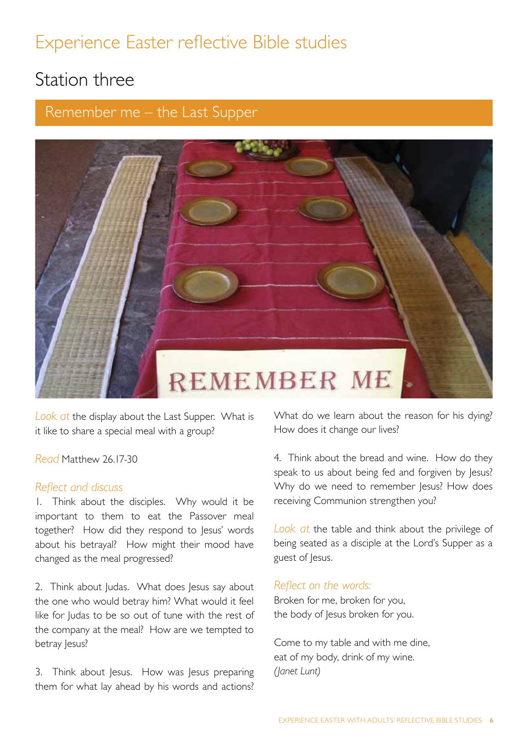# Experience Easter reflective Bible studies

## Station three

### Remember me – the Last Supper

*Look at* the display about the Last Supper. What is it like to share a special meal with a group?

*Read* Matthew 26.17-30

*Reflect and discuss*

1. Think about the disciples. Why would it be important to them to eat the Passover meal together? How did they respond to Jesus' words about his betrayal? How might their mood have changed as the meal progressed?

2. Think about Judas. What does Jesus say about the one who would betray him? What would it feel like for Judas to be so out of tune with the rest of the company at the meal? How are we tempted to betray Jesus?

3. Think about Jesus. How was Jesus preparing them for what lay ahead by his words and actions? What do we learn about the reason for his dying? How does it change our lives?

4. Think about the bread and wine. How do they speak to us about being fed and forgiven by Jesus? Why do we need to remember Jesus? How does receiving Communion strengthen you?

*Look at* the table and think about the privilege of being seated as a disciple at the Lord's Supper as a guest of Jesus.

*Reflect on the words:*

Broken for me, broken for you,
the body of Jesus broken for you.

Come to my table and with me dine,
eat of my body, drink of my wine.
*(Janet Lunt)*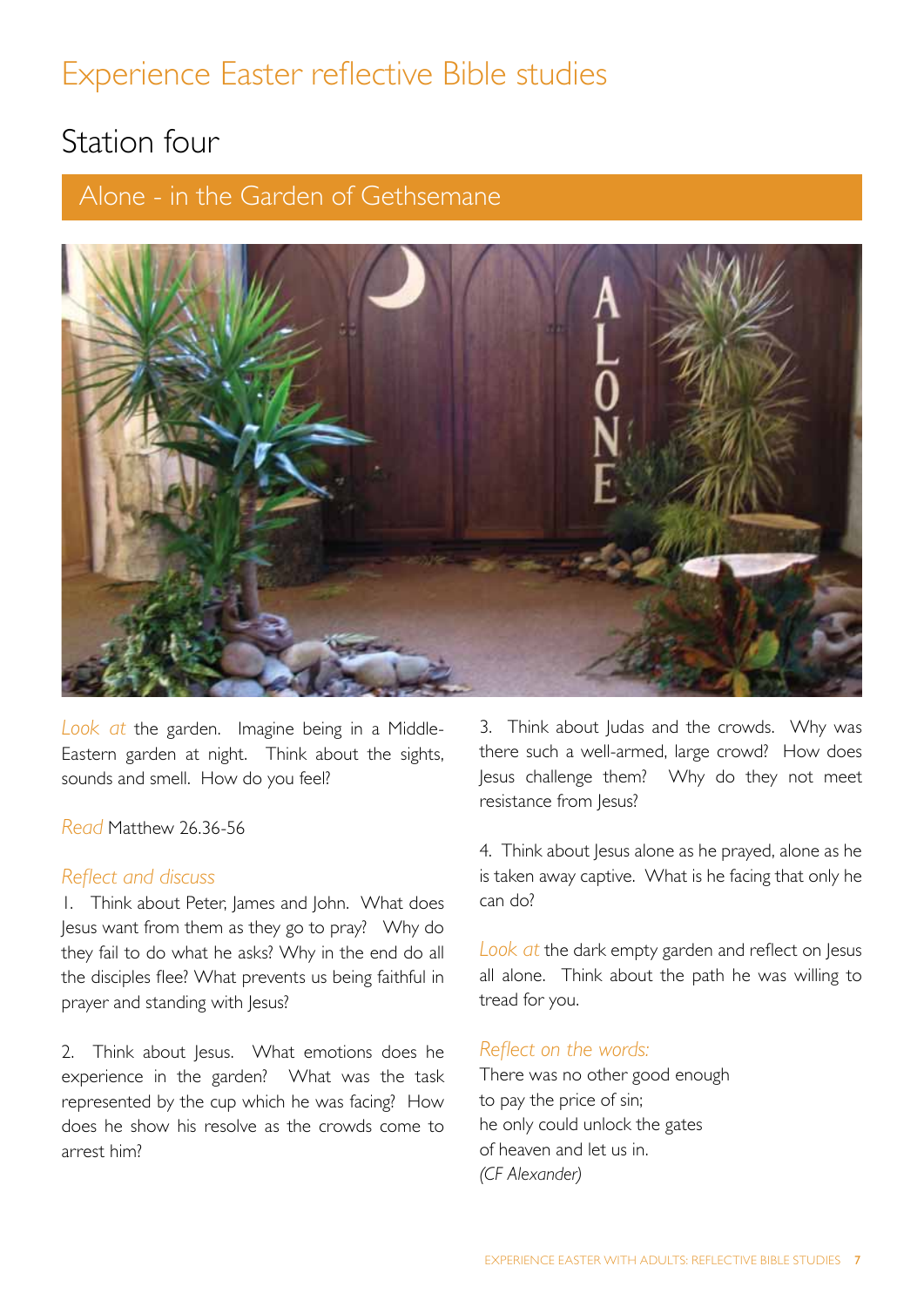# Experience Easter reflective Bible studies

## Station four

### Alone - in the Garden of Gethsemane

*Look at* the garden. Imagine being in a Middle-Eastern garden at night. Think about the sights, sounds and smell. How do you feel?

*Read* Matthew 26.36-56

*Reflect and discuss*

1. Think about Peter, James and John. What does Jesus want from them as they go to pray? Why do they fail to do what he asks? Why in the end do all the disciples flee? What prevents us being faithful in prayer and standing with Jesus?

2. Think about Jesus. What emotions does he experience in the garden? What was the task represented by the cup which he was facing? How does he show his resolve as the crowds come to arrest him?

3. Think about Judas and the crowds. Why was there such a well-armed, large crowd? How does Jesus challenge them? Why do they not meet resistance from Jesus?

4. Think about Jesus alone as he prayed, alone as he is taken away captive. What is he facing that only he can do?

*Look at* the dark empty garden and reflect on Jesus all alone. Think about the path he was willing to tread for you.

*Reflect on the words:*

There was no other good enough
to pay the price of sin;
he only could unlock the gates
of heaven and let us in.
*(CF Alexander)*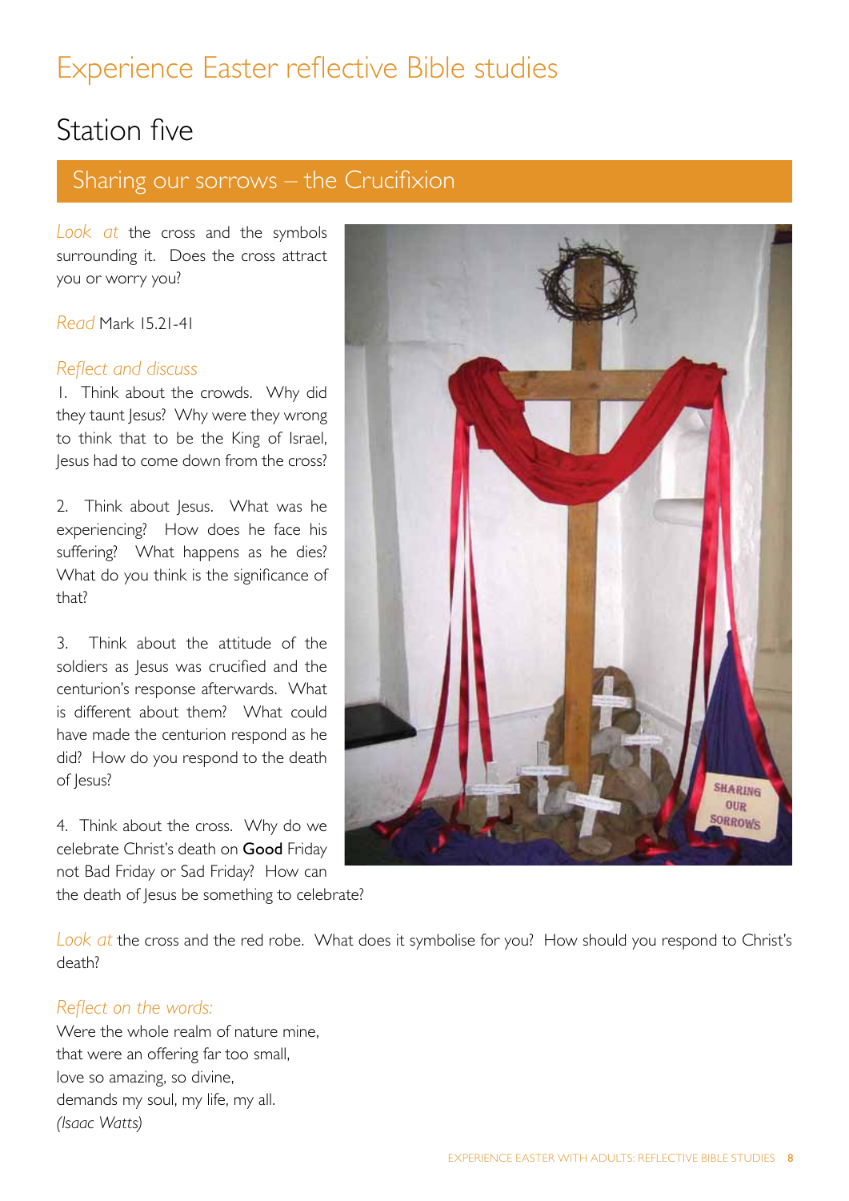# Experience Easter reflective Bible studies

## Station five

### Sharing our sorrows – the Crucifixion

*Look at* the cross and the symbols surrounding it. Does the cross attract you or worry you?

*Read* Mark 15.21-41

*Reflect and discuss*

1. Think about the crowds. Why did they taunt Jesus? Why were they wrong to think that to be the King of Israel, Jesus had to come down from the cross?

2. Think about Jesus. What was he experiencing? How does he face his suffering? What happens as he dies? What do you think is the significance of that?

3. Think about the attitude of the soldiers as Jesus was crucified and the centurion's response afterwards. What is different about them? What could have made the centurion respond as he did? How do you respond to the death of Jesus?

4. Think about the cross. Why do we celebrate Christ's death on **Good** Friday not Bad Friday or Sad Friday? How can the death of Jesus be something to celebrate?

*Look at* the cross and the red robe. What does it symbolise for you? How should you respond to Christ's death?

*Reflect on the words:*

Were the whole realm of nature mine,
that were an offering far too small,
love so amazing, so divine,
demands my soul, my life, my all.
*(Isaac Watts)*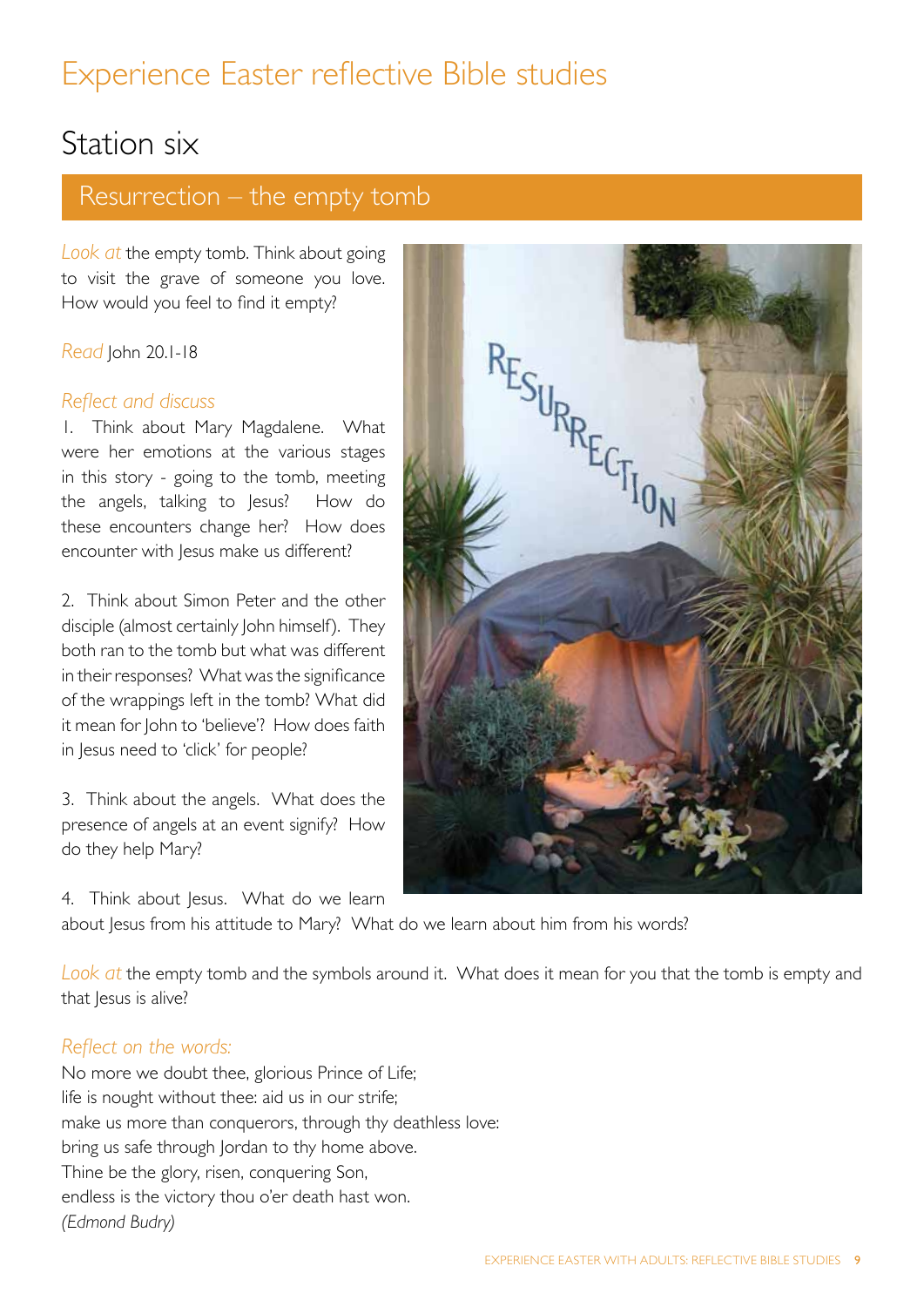# Experience Easter reflective Bible studies

## Station six

### Resurrection – the empty tomb

*Look at* the empty tomb. Think about going to visit the grave of someone you love. How would you feel to find it empty?

*Read* John 20.1-18

*Reflect and discuss*

1. Think about Mary Magdalene. What were her emotions at the various stages in this story - going to the tomb, meeting the angels, talking to Jesus? How do these encounters change her? How does encounter with Jesus make us different?

2. Think about Simon Peter and the other disciple (almost certainly John himself). They both ran to the tomb but what was different in their responses? What was the significance of the wrappings left in the tomb? What did it mean for John to 'believe'? How does faith in Jesus need to 'click' for people?

3. Think about the angels. What does the presence of angels at an event signify? How do they help Mary?

4. Think about Jesus. What do we learn about Jesus from his attitude to Mary? What do we learn about him from his words?

*Look at* the empty tomb and the symbols around it. What does it mean for you that the tomb is empty and that Jesus is alive?

*Reflect on the words:*

No more we doubt thee, glorious Prince of Life;
life is nought without thee: aid us in our strife;
make us more than conquerors, through thy deathless love:
bring us safe through Jordan to thy home above.
Thine be the glory, risen, conquering Son,
endless is the victory thou o'er death hast won.
*(Edmond Budry)*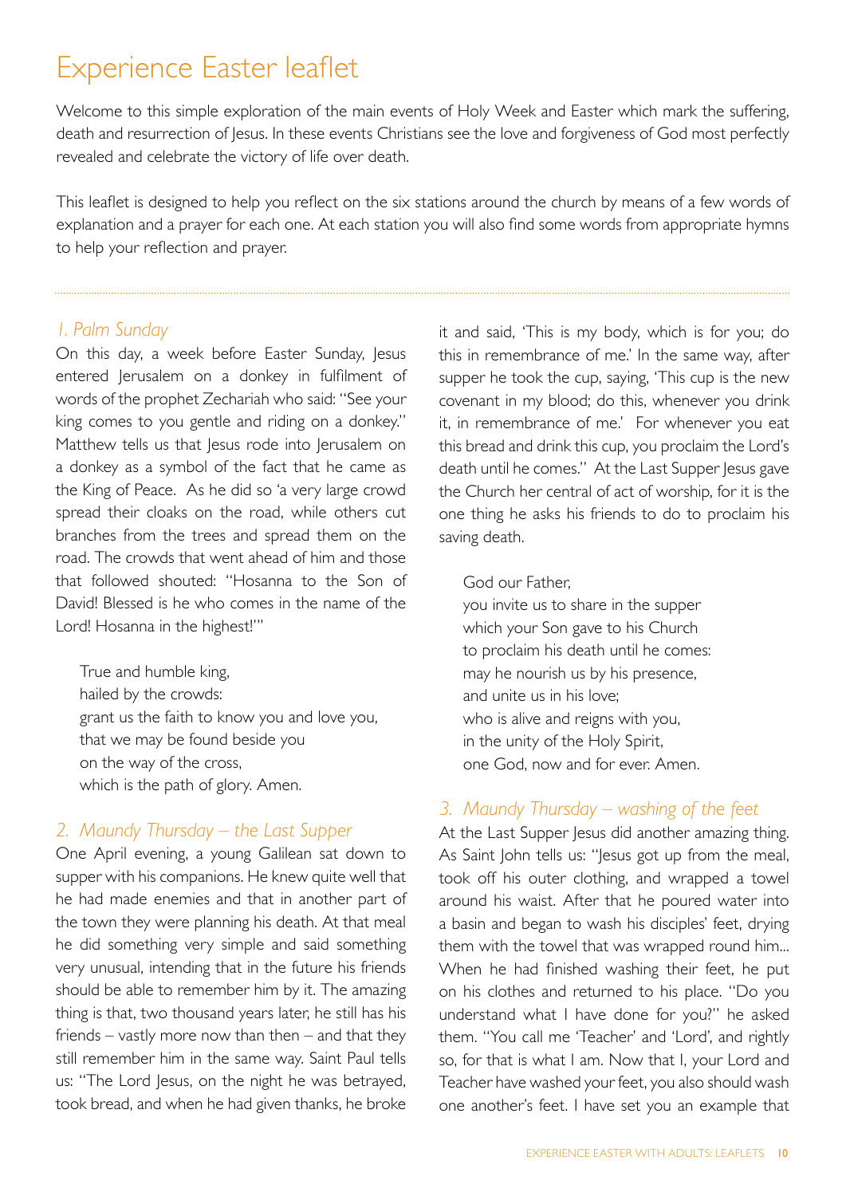# Experience Easter leaflet

Welcome to this simple exploration of the main events of Holy Week and Easter which mark the suffering, death and resurrection of Jesus. In these events Christians see the love and forgiveness of God most perfectly revealed and celebrate the victory of life over death.

This leaflet is designed to help you reflect on the six stations around the church by means of a few words of explanation and a prayer for each one. At each station you will also find some words from appropriate hymns to help your reflection and prayer.

---

### *1. Palm Sunday*

On this day, a week before Easter Sunday, Jesus entered Jerusalem on a donkey in fulfilment of words of the prophet Zechariah who said: "See your king comes to you gentle and riding on a donkey." Matthew tells us that Jesus rode into Jerusalem on a donkey as a symbol of the fact that he came as the King of Peace. As he did so 'a very large crowd spread their cloaks on the road, while others cut branches from the trees and spread them on the road. The crowds that went ahead of him and those that followed shouted: "Hosanna to the Son of David! Blessed is he who comes in the name of the Lord! Hosanna in the highest!"'

> True and humble king,
> hailed by the crowds:
> grant us the faith to know you and love you,
> that we may be found beside you
> on the way of the cross,
> which is the path of glory. Amen.

### *2. Maundy Thursday – the Last Supper*

One April evening, a young Galilean sat down to supper with his companions. He knew quite well that he had made enemies and that in another part of the town they were planning his death. At that meal he did something very simple and said something very unusual, intending that in the future his friends should be able to remember him by it. The amazing thing is that, two thousand years later, he still has his friends – vastly more now than then – and that they still remember him in the same way. Saint Paul tells us: "The Lord Jesus, on the night he was betrayed, took bread, and when he had given thanks, he broke it and said, 'This is my body, which is for you; do this in remembrance of me.' In the same way, after supper he took the cup, saying, 'This cup is the new covenant in my blood; do this, whenever you drink it, in remembrance of me.' For whenever you eat this bread and drink this cup, you proclaim the Lord's death until he comes." At the Last Supper Jesus gave the Church her central of act of worship, for it is the one thing he asks his friends to do to proclaim his saving death.

> God our Father,
> you invite us to share in the supper
> which your Son gave to his Church
> to proclaim his death until he comes:
> may he nourish us by his presence,
> and unite us in his love;
> who is alive and reigns with you,
> in the unity of the Holy Spirit,
> one God, now and for ever. Amen.

### *3. Maundy Thursday – washing of the feet*

At the Last Supper Jesus did another amazing thing. As Saint John tells us: "Jesus got up from the meal, took off his outer clothing, and wrapped a towel around his waist. After that he poured water into a basin and began to wash his disciples' feet, drying them with the towel that was wrapped round him... When he had finished washing their feet, he put on his clothes and returned to his place. "Do you understand what I have done for you?" he asked them. "You call me 'Teacher' and 'Lord', and rightly so, for that is what I am. Now that I, your Lord and Teacher have washed your feet, you also should wash one another's feet. I have set you an example that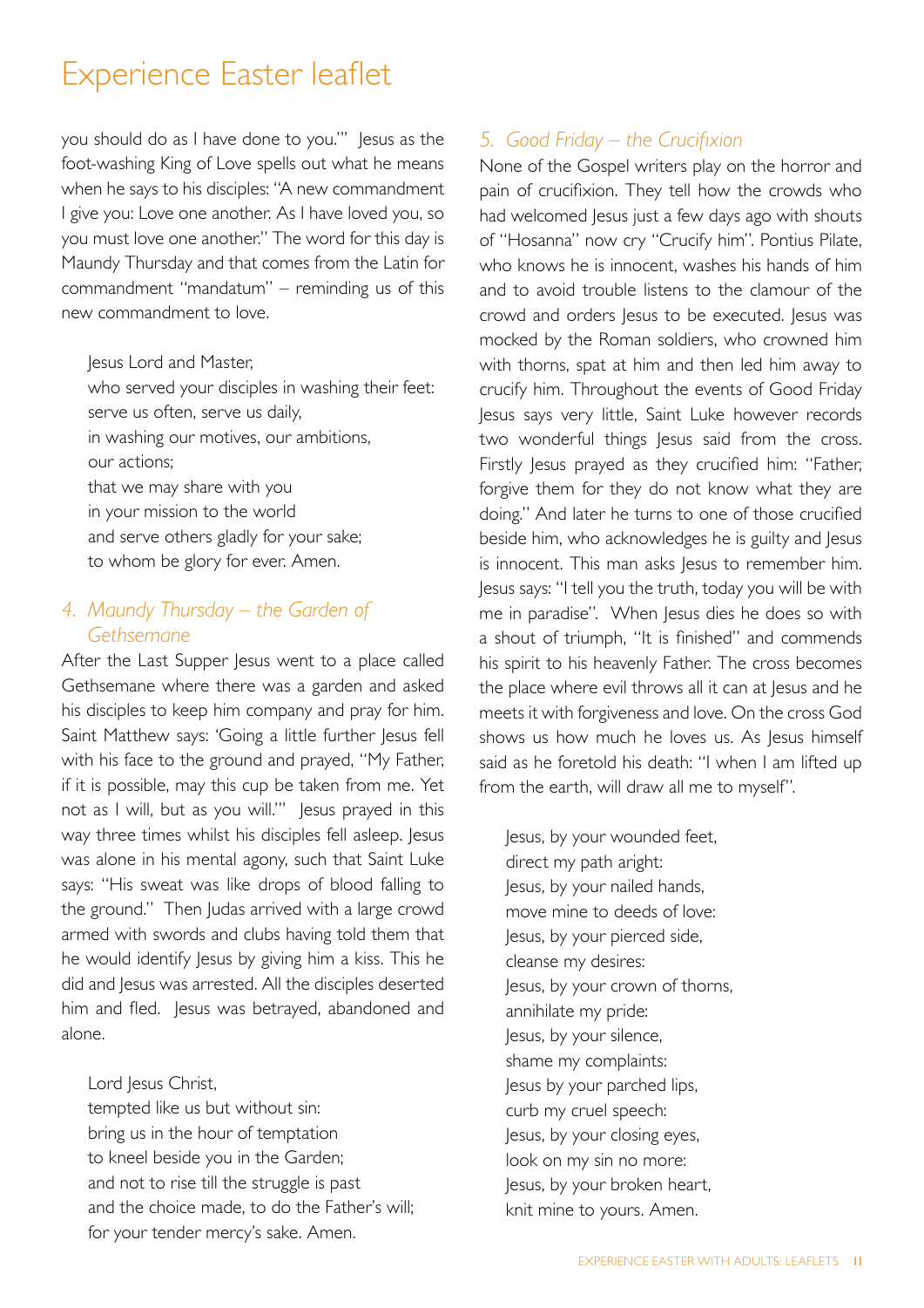# Experience Easter leaflet

you should do as I have done to you.'" Jesus as the foot-washing King of Love spells out what he means when he says to his disciples: "A new commandment I give you: Love one another. As I have loved you, so you must love one another." The word for this day is Maundy Thursday and that comes from the Latin for commandment "mandatum" – reminding us of this new commandment to love.

> Jesus Lord and Master,
> who served your disciples in washing their feet:
> serve us often, serve us daily,
> in washing our motives, our ambitions,
> our actions;
> that we may share with you
> in your mission to the world
> and serve others gladly for your sake;
> to whom be glory for ever. Amen.

### *4. Maundy Thursday – the Garden of Gethsemane*

After the Last Supper Jesus went to a place called Gethsemane where there was a garden and asked his disciples to keep him company and pray for him. Saint Matthew says: 'Going a little further Jesus fell with his face to the ground and prayed, "My Father, if it is possible, may this cup be taken from me. Yet not as I will, but as you will."' Jesus prayed in this way three times whilst his disciples fell asleep. Jesus was alone in his mental agony, such that Saint Luke says: "His sweat was like drops of blood falling to the ground." Then Judas arrived with a large crowd armed with swords and clubs having told them that he would identify Jesus by giving him a kiss. This he did and Jesus was arrested. All the disciples deserted him and fled. Jesus was betrayed, abandoned and alone.

> Lord Jesus Christ,
> tempted like us but without sin:
> bring us in the hour of temptation
> to kneel beside you in the Garden;
> and not to rise till the struggle is past
> and the choice made, to do the Father's will;
> for your tender mercy's sake. Amen.

### *5. Good Friday – the Crucifixion*

None of the Gospel writers play on the horror and pain of crucifixion. They tell how the crowds who had welcomed Jesus just a few days ago with shouts of "Hosanna" now cry "Crucify him". Pontius Pilate, who knows he is innocent, washes his hands of him and to avoid trouble listens to the clamour of the crowd and orders Jesus to be executed. Jesus was mocked by the Roman soldiers, who crowned him with thorns, spat at him and then led him away to crucify him. Throughout the events of Good Friday Jesus says very little, Saint Luke however records two wonderful things Jesus said from the cross. Firstly Jesus prayed as they crucified him: "Father, forgive them for they do not know what they are doing." And later he turns to one of those crucified beside him, who acknowledges he is guilty and Jesus is innocent. This man asks Jesus to remember him. Jesus says: "I tell you the truth, today you will be with me in paradise". When Jesus dies he does so with a shout of triumph, "It is finished" and commends his spirit to his heavenly Father. The cross becomes the place where evil throws all it can at Jesus and he meets it with forgiveness and love. On the cross God shows us how much he loves us. As Jesus himself said as he foretold his death: "I when I am lifted up from the earth, will draw all me to myself".

> Jesus, by your wounded feet,
> direct my path aright:
> Jesus, by your nailed hands,
> move mine to deeds of love:
> Jesus, by your pierced side,
> cleanse my desires:
> Jesus, by your crown of thorns,
> annihilate my pride:
> Jesus, by your silence,
> shame my complaints:
> Jesus by your parched lips,
> curb my cruel speech:
> Jesus, by your closing eyes,
> look on my sin no more:
> Jesus, by your broken heart,
> knit mine to yours. Amen.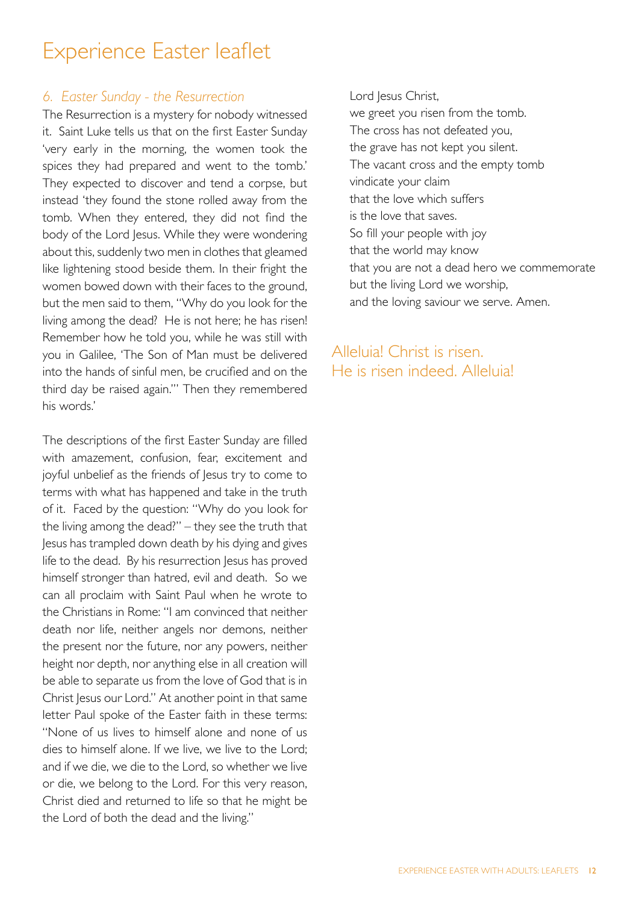# Experience Easter leaflet

*6. Easter Sunday - the Resurrection*

The Resurrection is a mystery for nobody witnessed it. Saint Luke tells us that on the first Easter Sunday 'very early in the morning, the women took the spices they had prepared and went to the tomb.' They expected to discover and tend a corpse, but instead 'they found the stone rolled away from the tomb. When they entered, they did not find the body of the Lord Jesus. While they were wondering about this, suddenly two men in clothes that gleamed like lightening stood beside them. In their fright the women bowed down with their faces to the ground, but the men said to them, "Why do you look for the living among the dead? He is not here; he has risen! Remember how he told you, while he was still with you in Galilee, 'The Son of Man must be delivered into the hands of sinful men, be crucified and on the third day be raised again.'" Then they remembered his words.'

The descriptions of the first Easter Sunday are filled with amazement, confusion, fear, excitement and joyful unbelief as the friends of Jesus try to come to terms with what has happened and take in the truth of it. Faced by the question: "Why do you look for the living among the dead?" – they see the truth that Jesus has trampled down death by his dying and gives life to the dead. By his resurrection Jesus has proved himself stronger than hatred, evil and death. So we can all proclaim with Saint Paul when he wrote to the Christians in Rome: "I am convinced that neither death nor life, neither angels nor demons, neither the present nor the future, nor any powers, neither height nor depth, nor anything else in all creation will be able to separate us from the love of God that is in Christ Jesus our Lord." At another point in that same letter Paul spoke of the Easter faith in these terms: "None of us lives to himself alone and none of us dies to himself alone. If we live, we live to the Lord; and if we die, we die to the Lord, so whether we live or die, we belong to the Lord. For this very reason, Christ died and returned to life so that he might be the Lord of both the dead and the living."

Lord Jesus Christ,
we greet you risen from the tomb.
The cross has not defeated you,
the grave has not kept you silent.
The vacant cross and the empty tomb
vindicate your claim
that the love which suffers
is the love that saves.
So fill your people with joy
that the world may know
that you are not a dead hero we commemorate
but the living Lord we worship,
and the loving saviour we serve. Amen.

Alleluia! Christ is risen.
He is risen indeed. Alleluia!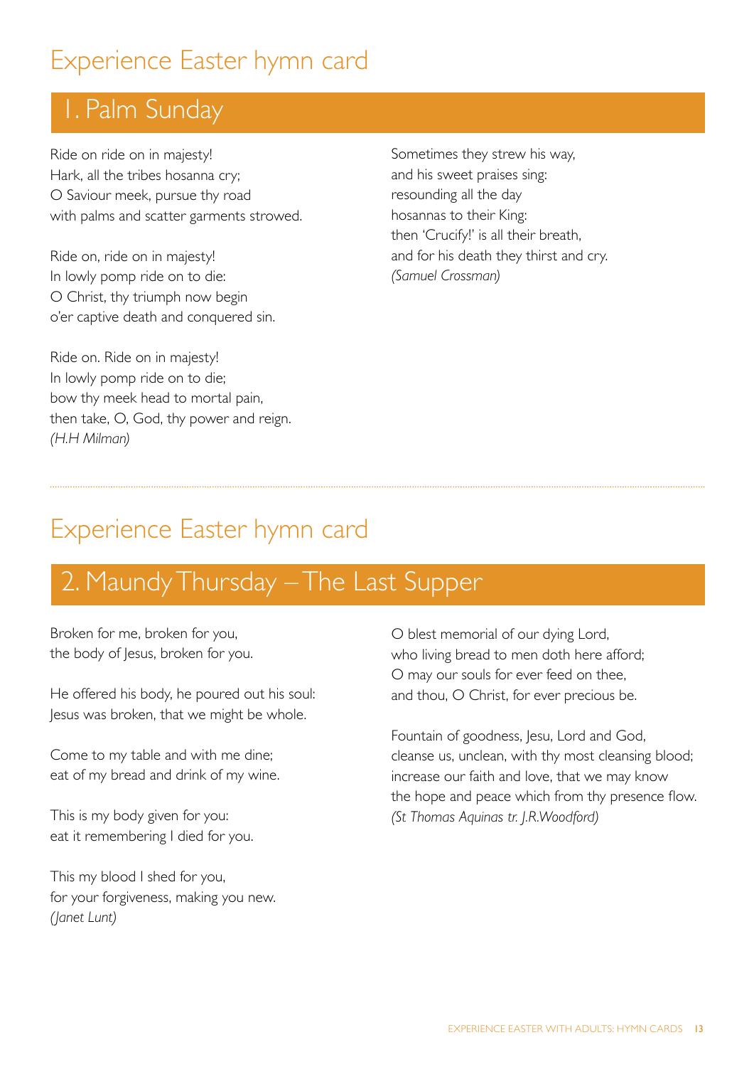# Experience Easter hymn card

## 1. Palm Sunday

Ride on ride on in majesty!
Hark, all the tribes hosanna cry;
O Saviour meek, pursue thy road
with palms and scatter garments strowed.

Ride on, ride on in majesty!
In lowly pomp ride on to die:
O Christ, thy triumph now begin
o'er captive death and conquered sin.

Ride on. Ride on in majesty!
In lowly pomp ride on to die;
bow thy meek head to mortal pain,
then take, O, God, thy power and reign.
*(H.H Milman)*

Sometimes they strew his way,
and his sweet praises sing:
resounding all the day
hosannas to their King:
then 'Crucify!' is all their breath,
and for his death they thirst and cry.
*(Samuel Crossman)*

---

# Experience Easter hymn card

## 2. Maundy Thursday – The Last Supper

Broken for me, broken for you,
the body of Jesus, broken for you.

He offered his body, he poured out his soul:
Jesus was broken, that we might be whole.

Come to my table and with me dine;
eat of my bread and drink of my wine.

This is my body given for you:
eat it remembering I died for you.

This my blood I shed for you,
for your forgiveness, making you new.
*(Janet Lunt)*

O blest memorial of our dying Lord,
who living bread to men doth here afford;
O may our souls for ever feed on thee,
and thou, O Christ, for ever precious be.

Fountain of goodness, Jesu, Lord and God,
cleanse us, unclean, with thy most cleansing blood;
increase our faith and love, that we may know
the hope and peace which from thy presence flow.
*(St Thomas Aquinas tr. J.R.Woodford)*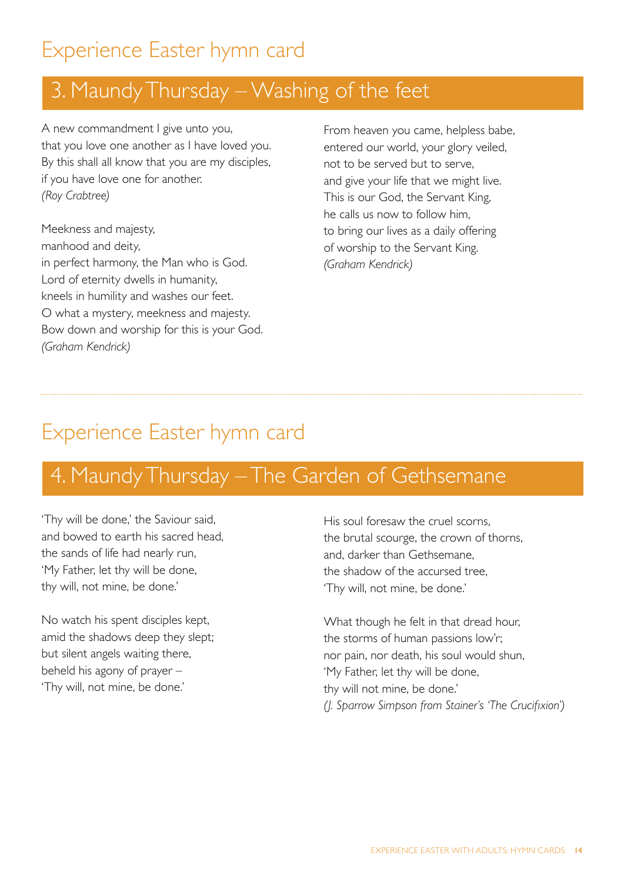# Experience Easter hymn card

## 3. Maundy Thursday – Washing of the feet

A new commandment I give unto you,
that you love one another as I have loved you.
By this shall all know that you are my disciples,
if you have love one for another.
*(Roy Crabtree)*

Meekness and majesty,
manhood and deity,
in perfect harmony, the Man who is God.
Lord of eternity dwells in humanity,
kneels in humility and washes our feet.
O what a mystery, meekness and majesty.
Bow down and worship for this is your God.
*(Graham Kendrick)*

From heaven you came, helpless babe,
entered our world, your glory veiled,
not to be served but to serve,
and give your life that we might live.
This is our God, the Servant King,
he calls us now to follow him,
to bring our lives as a daily offering
of worship to the Servant King.
*(Graham Kendrick)*

---

# Experience Easter hymn card

## 4. Maundy Thursday – The Garden of Gethsemane

'Thy will be done,' the Saviour said,
and bowed to earth his sacred head,
the sands of life had nearly run,
'My Father, let thy will be done,
thy will, not mine, be done.'

No watch his spent disciples kept,
amid the shadows deep they slept;
but silent angels waiting there,
beheld his agony of prayer –
'Thy will, not mine, be done.'

His soul foresaw the cruel scorns,
the brutal scourge, the crown of thorns,
and, darker than Gethsemane,
the shadow of the accursed tree,
'Thy will, not mine, be done.'

What though he felt in that dread hour,
the storms of human passions low'r;
nor pain, nor death, his soul would shun,
'My Father, let thy will be done,
thy will not mine, be done.'
*(J. Sparrow Simpson from Stainer's 'The Crucifixion')*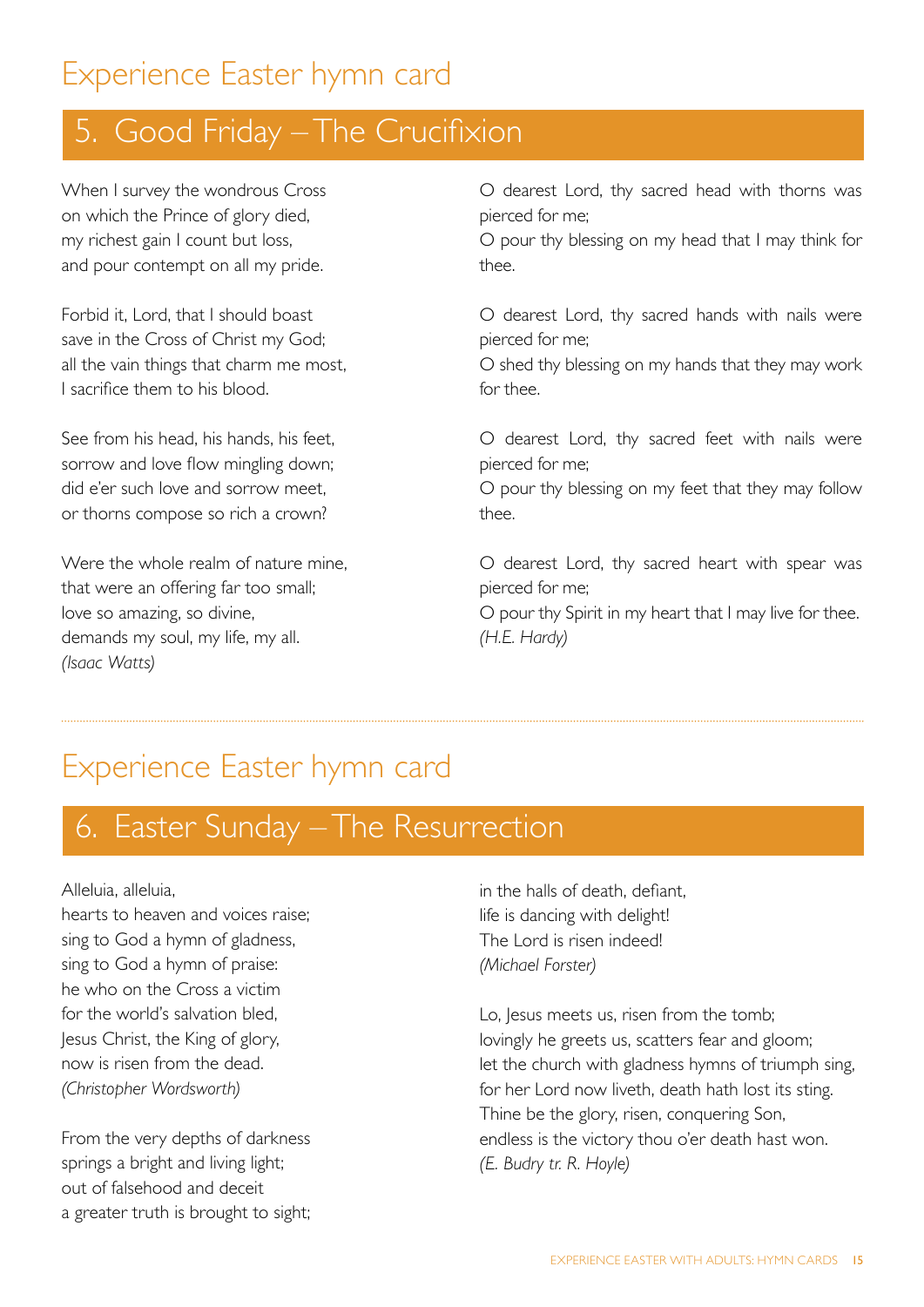# Experience Easter hymn card

## 5. Good Friday – The Crucifixion

When I survey the wondrous Cross
on which the Prince of glory died,
my richest gain I count but loss,
and pour contempt on all my pride.

Forbid it, Lord, that I should boast
save in the Cross of Christ my God;
all the vain things that charm me most,
I sacrifice them to his blood.

See from his head, his hands, his feet,
sorrow and love flow mingling down;
did e'er such love and sorrow meet,
or thorns compose so rich a crown?

Were the whole realm of nature mine,
that were an offering far too small;
love so amazing, so divine,
demands my soul, my life, my all.
*(Isaac Watts)*

O dearest Lord, thy sacred head with thorns was pierced for me;
O pour thy blessing on my head that I may think for thee.

O dearest Lord, thy sacred hands with nails were pierced for me;
O shed thy blessing on my hands that they may work for thee.

O dearest Lord, thy sacred feet with nails were pierced for me;
O pour thy blessing on my feet that they may follow thee.

O dearest Lord, thy sacred heart with spear was pierced for me;
O pour thy Spirit in my heart that I may live for thee.
*(H.E. Hardy)*

---

# Experience Easter hymn card

## 6. Easter Sunday – The Resurrection

Alleluia, alleluia,
hearts to heaven and voices raise;
sing to God a hymn of gladness,
sing to God a hymn of praise:
he who on the Cross a victim
for the world's salvation bled,
Jesus Christ, the King of glory,
now is risen from the dead.
*(Christopher Wordsworth)*

From the very depths of darkness
springs a bright and living light;
out of falsehood and deceit
a greater truth is brought to sight;
in the halls of death, defiant,
life is dancing with delight!
The Lord is risen indeed!
*(Michael Forster)*

Lo, Jesus meets us, risen from the tomb;
lovingly he greets us, scatters fear and gloom;
let the church with gladness hymns of triumph sing,
for her Lord now liveth, death hath lost its sting.
Thine be the glory, risen, conquering Son,
endless is the victory thou o'er death hast won.
*(E. Budry tr. R. Hoyle)*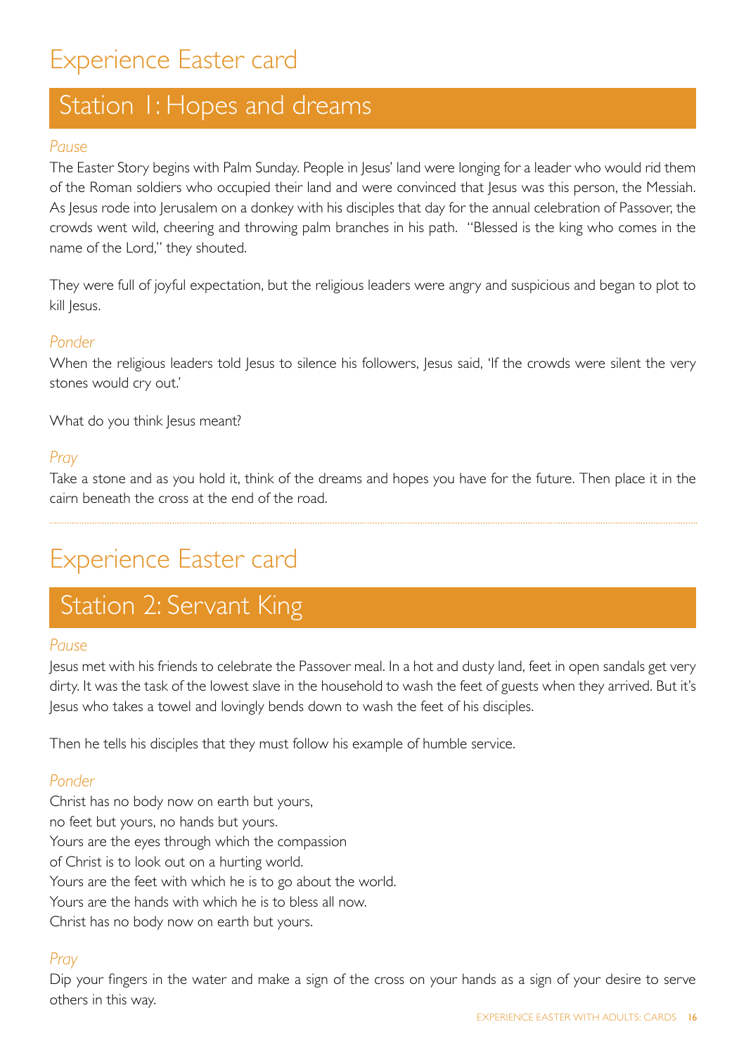# Experience Easter card

## Station 1: Hopes and dreams

*Pause*

The Easter Story begins with Palm Sunday. People in Jesus' land were longing for a leader who would rid them of the Roman soldiers who occupied their land and were convinced that Jesus was this person, the Messiah. As Jesus rode into Jerusalem on a donkey with his disciples that day for the annual celebration of Passover, the crowds went wild, cheering and throwing palm branches in his path. "Blessed is the king who comes in the name of the Lord," they shouted.

They were full of joyful expectation, but the religious leaders were angry and suspicious and began to plot to kill Jesus.

*Ponder*

When the religious leaders told Jesus to silence his followers, Jesus said, 'If the crowds were silent the very stones would cry out.'

What do you think Jesus meant?

*Pray*

Take a stone and as you hold it, think of the dreams and hopes you have for the future. Then place it in the cairn beneath the cross at the end of the road.

---

# Experience Easter card

## Station 2: Servant King

*Pause*

Jesus met with his friends to celebrate the Passover meal. In a hot and dusty land, feet in open sandals get very dirty. It was the task of the lowest slave in the household to wash the feet of guests when they arrived. But it's Jesus who takes a towel and lovingly bends down to wash the feet of his disciples.

Then he tells his disciples that they must follow his example of humble service.

*Ponder*

Christ has no body now on earth but yours,  
no feet but yours, no hands but yours.  
Yours are the eyes through which the compassion  
of Christ is to look out on a hurting world.  
Yours are the feet with which he is to go about the world.  
Yours are the hands with which he is to bless all now.  
Christ has no body now on earth but yours.

*Pray*

Dip your fingers in the water and make a sign of the cross on your hands as a sign of your desire to serve others in this way.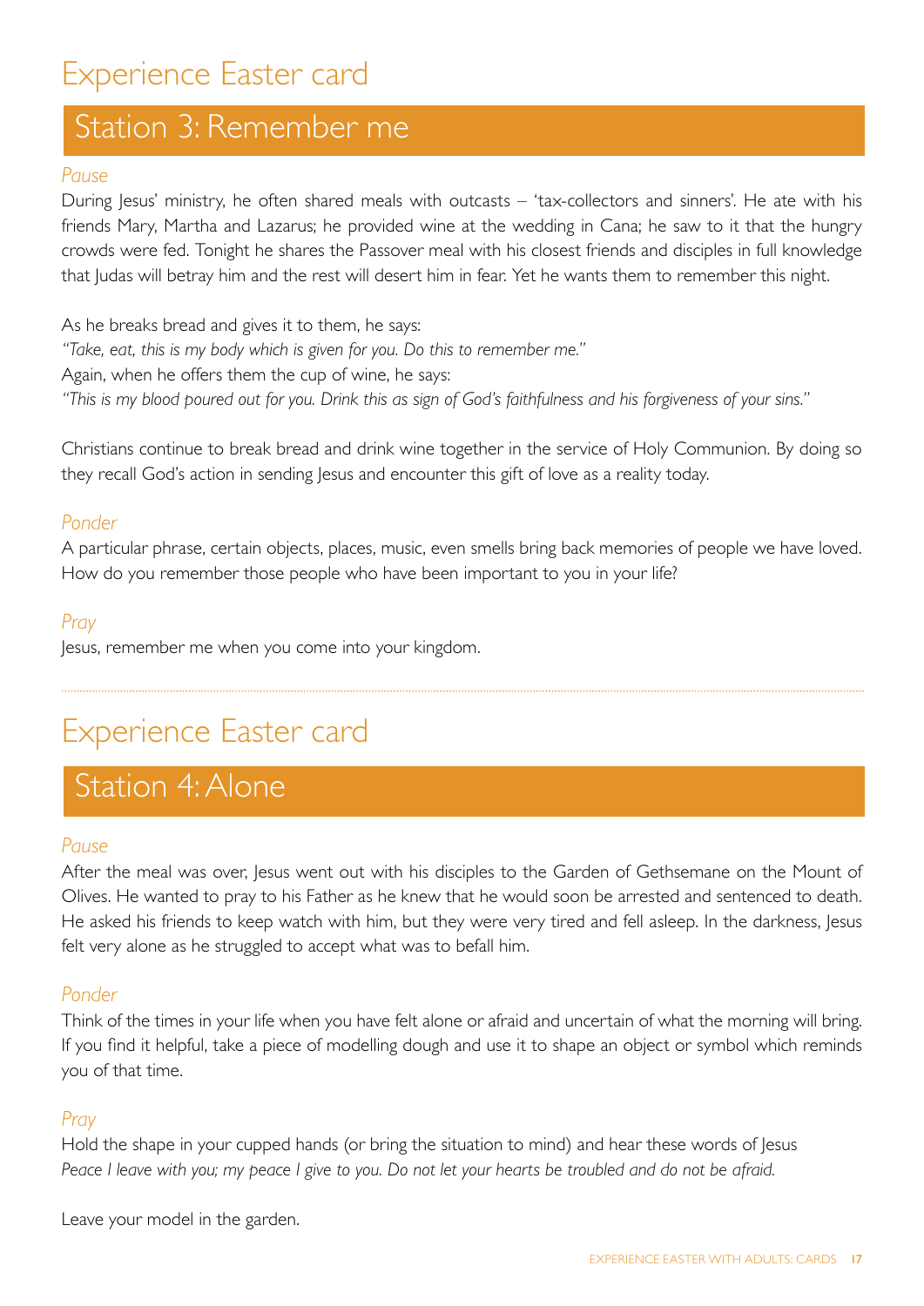# Experience Easter card

## Station 3: Remember me

*Pause*

During Jesus' ministry, he often shared meals with outcasts – 'tax-collectors and sinners'. He ate with his friends Mary, Martha and Lazarus; he provided wine at the wedding in Cana; he saw to it that the hungry crowds were fed. Tonight he shares the Passover meal with his closest friends and disciples in full knowledge that Judas will betray him and the rest will desert him in fear. Yet he wants them to remember this night.

As he breaks bread and gives it to them, he says:
*"Take, eat, this is my body which is given for you. Do this to remember me."*
Again, when he offers them the cup of wine, he says:
*"This is my blood poured out for you. Drink this as sign of God's faithfulness and his forgiveness of your sins."*

Christians continue to break bread and drink wine together in the service of Holy Communion. By doing so they recall God's action in sending Jesus and encounter this gift of love as a reality today.

*Ponder*

A particular phrase, certain objects, places, music, even smells bring back memories of people we have loved. How do you remember those people who have been important to you in your life?

*Pray*

Jesus, remember me when you come into your kingdom.

---

# Experience Easter card

## Station 4: Alone

*Pause*

After the meal was over, Jesus went out with his disciples to the Garden of Gethsemane on the Mount of Olives. He wanted to pray to his Father as he knew that he would soon be arrested and sentenced to death. He asked his friends to keep watch with him, but they were very tired and fell asleep. In the darkness, Jesus felt very alone as he struggled to accept what was to befall him.

*Ponder*

Think of the times in your life when you have felt alone or afraid and uncertain of what the morning will bring. If you find it helpful, take a piece of modelling dough and use it to shape an object or symbol which reminds you of that time.

*Pray*

Hold the shape in your cupped hands (or bring the situation to mind) and hear these words of Jesus
*Peace I leave with you; my peace I give to you. Do not let your hearts be troubled and do not be afraid.*

Leave your model in the garden.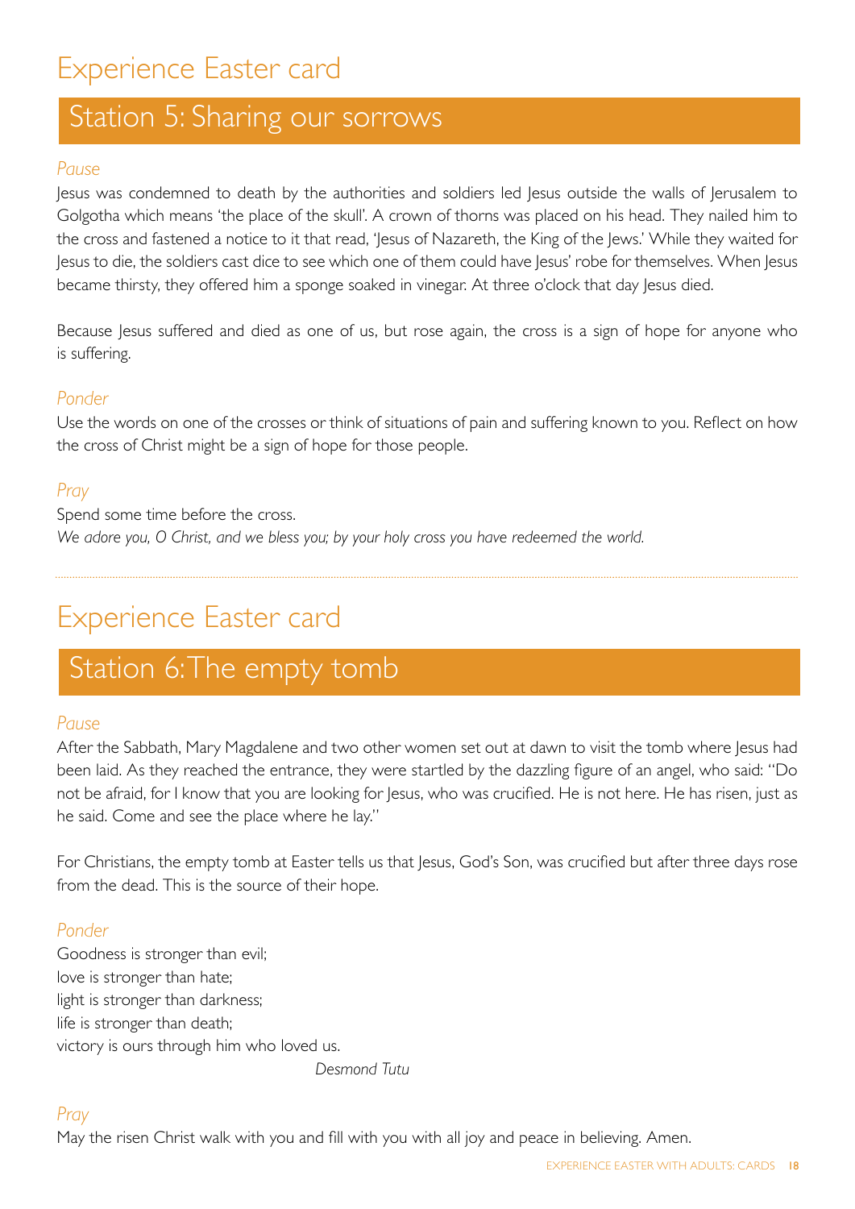# Experience Easter card

## Station 5: Sharing our sorrows

*Pause*

Jesus was condemned to death by the authorities and soldiers led Jesus outside the walls of Jerusalem to Golgotha which means 'the place of the skull'. A crown of thorns was placed on his head. They nailed him to the cross and fastened a notice to it that read, 'Jesus of Nazareth, the King of the Jews.' While they waited for Jesus to die, the soldiers cast dice to see which one of them could have Jesus' robe for themselves. When Jesus became thirsty, they offered him a sponge soaked in vinegar. At three o'clock that day Jesus died.

Because Jesus suffered and died as one of us, but rose again, the cross is a sign of hope for anyone who is suffering.

*Ponder*

Use the words on one of the crosses or think of situations of pain and suffering known to you. Reflect on how the cross of Christ might be a sign of hope for those people.

*Pray*

Spend some time before the cross.
*We adore you, O Christ, and we bless you; by your holy cross you have redeemed the world.*

---

# Experience Easter card

## Station 6: The empty tomb

*Pause*

After the Sabbath, Mary Magdalene and two other women set out at dawn to visit the tomb where Jesus had been laid. As they reached the entrance, they were startled by the dazzling figure of an angel, who said: "Do not be afraid, for I know that you are looking for Jesus, who was crucified. He is not here. He has risen, just as he said. Come and see the place where he lay."

For Christians, the empty tomb at Easter tells us that Jesus, God's Son, was crucified but after three days rose from the dead. This is the source of their hope.

*Ponder*

Goodness is stronger than evil;
love is stronger than hate;
light is stronger than darkness;
life is stronger than death;
victory is ours through him who loved us.

*Desmond Tutu*

*Pray*

May the risen Christ walk with you and fill with you with all joy and peace in believing. Amen.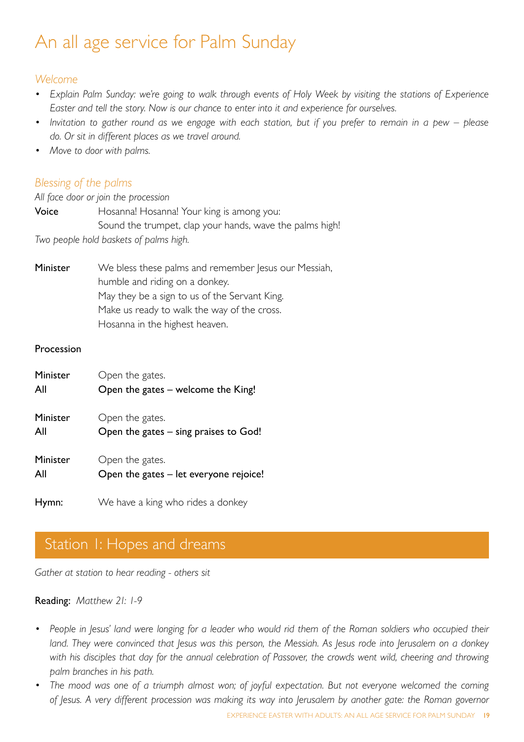# An all age service for Palm Sunday

## *Welcome*

- *Explain Palm Sunday: we're going to walk through events of Holy Week by visiting the stations of Experience Easter and tell the story. Now is our chance to enter into it and experience for ourselves.*
- *Invitation to gather round as we engage with each station, but if you prefer to remain in a pew – please do. Or sit in different places as we travel around.*
- *Move to door with palms.*

## *Blessing of the palms*

*All face door or join the procession*

**Voice** Hosanna! Hosanna! Your king is among you:
Sound the trumpet, clap your hands, wave the palms high!

*Two people hold baskets of palms high.*

**Minister** We bless these palms and remember Jesus our Messiah,
humble and riding on a donkey.
May they be a sign to us of the Servant King.
Make us ready to walk the way of the cross.
Hosanna in the highest heaven.

**Procession**

**Minister** Open the gates.
**All** **Open the gates – welcome the King!**

**Minister** Open the gates.
**All** **Open the gates – sing praises to God!**

**Minister** Open the gates.
**All** **Open the gates – let everyone rejoice!**

**Hymn:** We have a king who rides a donkey

## Station 1: Hopes and dreams

*Gather at station to hear reading - others sit*

**Reading:** *Matthew 21: 1-9*

- *People in Jesus' land were longing for a leader who would rid them of the Roman soldiers who occupied their land. They were convinced that Jesus was this person, the Messiah. As Jesus rode into Jerusalem on a donkey with his disciples that day for the annual celebration of Passover, the crowds went wild, cheering and throwing palm branches in his path.*
- *The mood was one of a triumph almost won; of joyful expectation. But not everyone welcomed the coming of Jesus. A very different procession was making its way into Jerusalem by another gate: the Roman governor*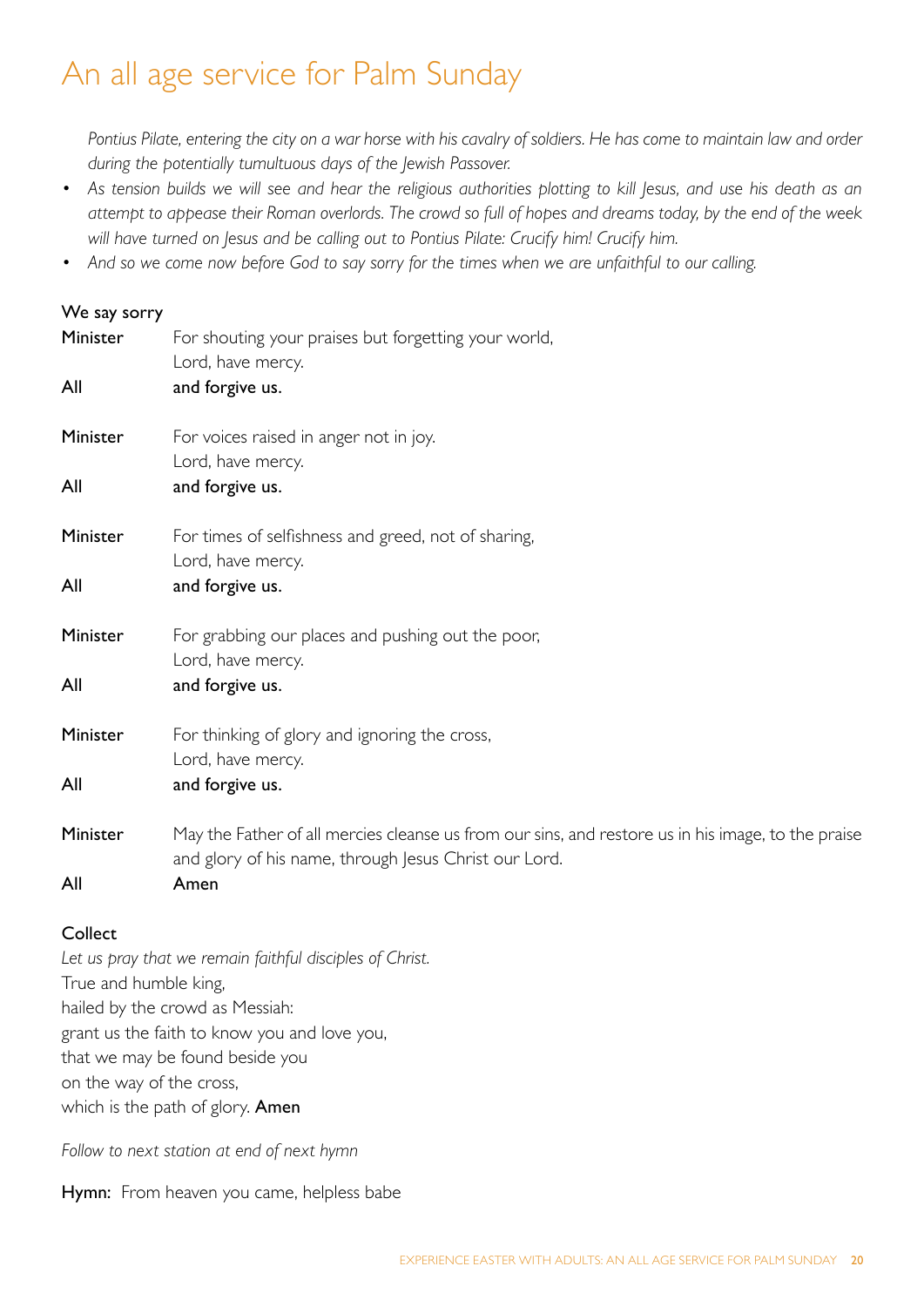# An all age service for Palm Sunday

*Pontius Pilate, entering the city on a war horse with his cavalry of soldiers. He has come to maintain law and order during the potentially tumultuous days of the Jewish Passover.*

- *As tension builds we will see and hear the religious authorities plotting to kill Jesus, and use his death as an attempt to appease their Roman overlords. The crowd so full of hopes and dreams today, by the end of the week will have turned on Jesus and be calling out to Pontius Pilate: Crucify him! Crucify him.*
- *And so we come now before God to say sorry for the times when we are unfaithful to our calling.*

We say sorry

Minister For shouting your praises but forgetting your world,
Lord, have mercy.

All **and forgive us.**

Minister For voices raised in anger not in joy.
Lord, have mercy.

All **and forgive us.**

Minister For times of selfishness and greed, not of sharing,
Lord, have mercy.

All **and forgive us.**

Minister For grabbing our places and pushing out the poor,
Lord, have mercy.

All **and forgive us.**

Minister For thinking of glory and ignoring the cross,
Lord, have mercy.

All **and forgive us.**

Minister May the Father of all mercies cleanse us from our sins, and restore us in his image, to the praise and glory of his name, through Jesus Christ our Lord.

All **Amen**

Collect

*Let us pray that we remain faithful disciples of Christ.*
True and humble king,
hailed by the crowd as Messiah:
grant us the faith to know you and love you,
that we may be found beside you
on the way of the cross,
which is the path of glory. **Amen**

*Follow to next station at end of next hymn*

**Hymn:** From heaven you came, helpless babe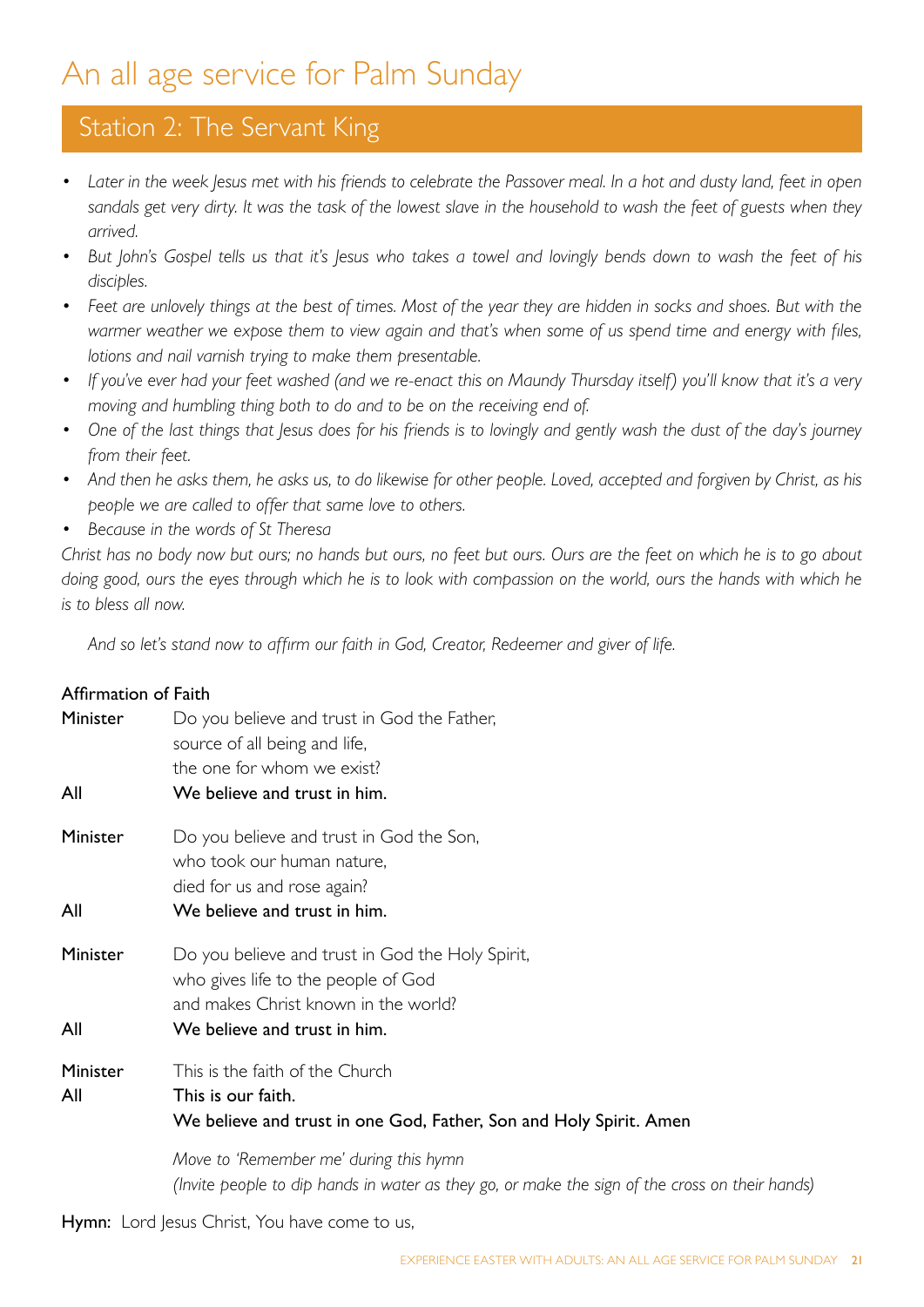# An all age service for Palm Sunday

## Station 2: The Servant King

- *Later in the week Jesus met with his friends to celebrate the Passover meal. In a hot and dusty land, feet in open sandals get very dirty. It was the task of the lowest slave in the household to wash the feet of guests when they arrived.*
- *But John's Gospel tells us that it's Jesus who takes a towel and lovingly bends down to wash the feet of his disciples.*
- *Feet are unlovely things at the best of times. Most of the year they are hidden in socks and shoes. But with the warmer weather we expose them to view again and that's when some of us spend time and energy with files, lotions and nail varnish trying to make them presentable.*
- *If you've ever had your feet washed (and we re-enact this on Maundy Thursday itself) you'll know that it's a very moving and humbling thing both to do and to be on the receiving end of.*
- *One of the last things that Jesus does for his friends is to lovingly and gently wash the dust of the day's journey from their feet.*
- *And then he asks them, he asks us, to do likewise for other people. Loved, accepted and forgiven by Christ, as his people we are called to offer that same love to others.*
- *Because in the words of St Theresa*

*Christ has no body now but ours; no hands but ours, no feet but ours. Ours are the feet on which he is to go about doing good, ours the eyes through which he is to look with compassion on the world, ours the hands with which he is to bless all now.*

*And so let's stand now to affirm our faith in God, Creator, Redeemer and giver of life.*

### Affirmation of Faith

Minister    Do you believe and trust in God the Father,
            source of all being and life,
            the one for whom we exist?
All         **We believe and trust in him.**

Minister    Do you believe and trust in God the Son,
            who took our human nature,
            died for us and rose again?
All         **We believe and trust in him.**

Minister    Do you believe and trust in God the Holy Spirit,
            who gives life to the people of God
            and makes Christ known in the world?
All         **We believe and trust in him.**

Minister    This is the faith of the Church
All         **This is our faith.**
            **We believe and trust in one God, Father, Son and Holy Spirit. Amen**

*Move to 'Remember me' during this hymn*
*(Invite people to dip hands in water as they go, or make the sign of the cross on their hands)*

**Hymn:** Lord Jesus Christ, You have come to us,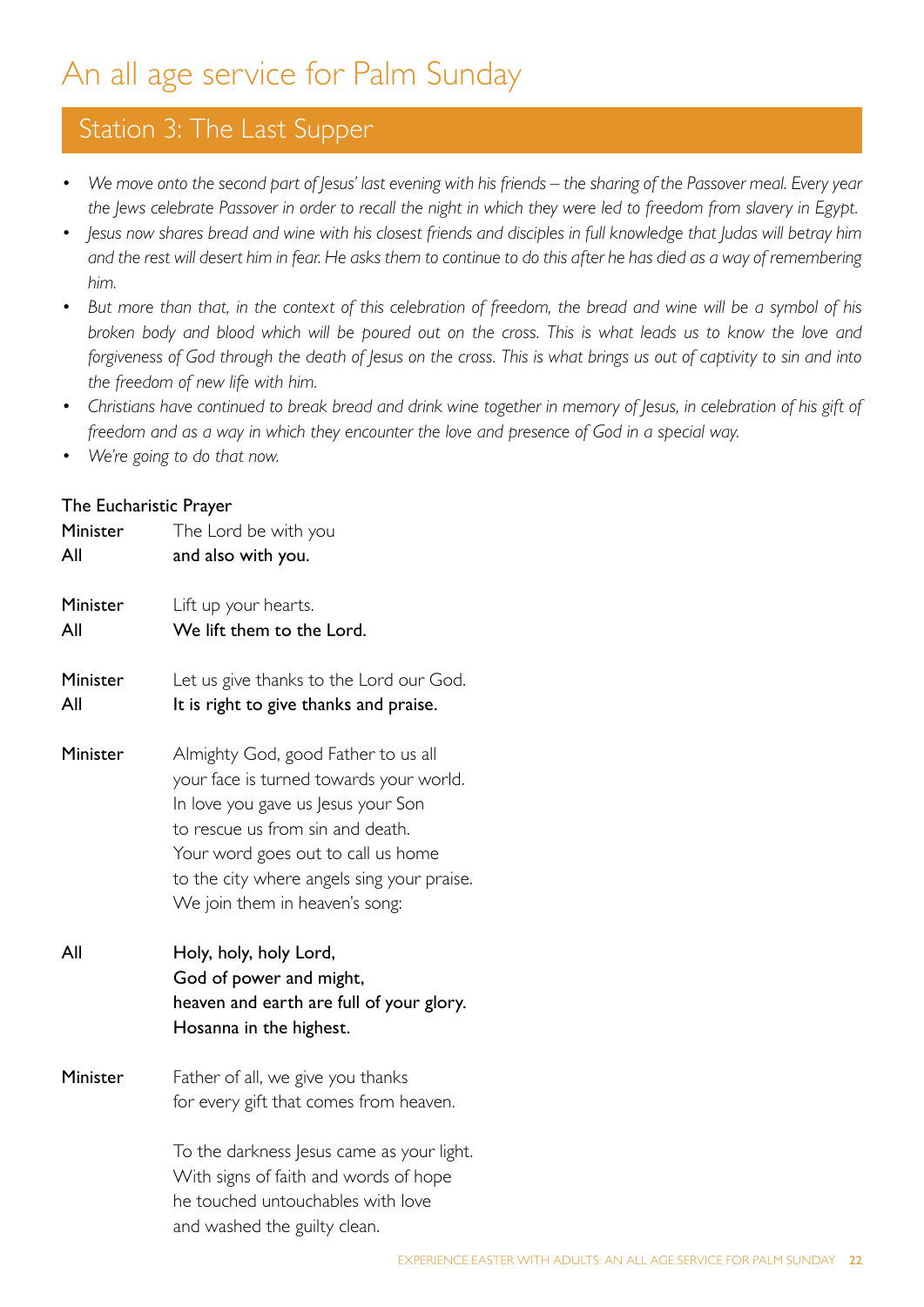# An all age service for Palm Sunday

## Station 3: The Last Supper

- *We move onto the second part of Jesus' last evening with his friends – the sharing of the Passover meal. Every year the Jews celebrate Passover in order to recall the night in which they were led to freedom from slavery in Egypt.*
- *Jesus now shares bread and wine with his closest friends and disciples in full knowledge that Judas will betray him and the rest will desert him in fear. He asks them to continue to do this after he has died as a way of remembering him.*
- *But more than that, in the context of this celebration of freedom, the bread and wine will be a symbol of his broken body and blood which will be poured out on the cross. This is what leads us to know the love and forgiveness of God through the death of Jesus on the cross. This is what brings us out of captivity to sin and into the freedom of new life with him.*
- *Christians have continued to break bread and drink wine together in memory of Jesus, in celebration of his gift of freedom and as a way in which they encounter the love and presence of God in a special way.*
- *We're going to do that now.*

**The Eucharistic Prayer**

**Minister** The Lord be with you
**All** **and also with you.**

**Minister** Lift up your hearts.
**All** **We lift them to the Lord.**

**Minister** Let us give thanks to the Lord our God.
**All** **It is right to give thanks and praise.**

**Minister** Almighty God, good Father to us all
your face is turned towards your world.
In love you gave us Jesus your Son
to rescue us from sin and death.
Your word goes out to call us home
to the city where angels sing your praise.
We join them in heaven's song:

**All** **Holy, holy, holy Lord,**
**God of power and might,**
**heaven and earth are full of your glory.**
**Hosanna in the highest.**

**Minister** Father of all, we give you thanks
for every gift that comes from heaven.

To the darkness Jesus came as your light.
With signs of faith and words of hope
he touched untouchables with love
and washed the guilty clean.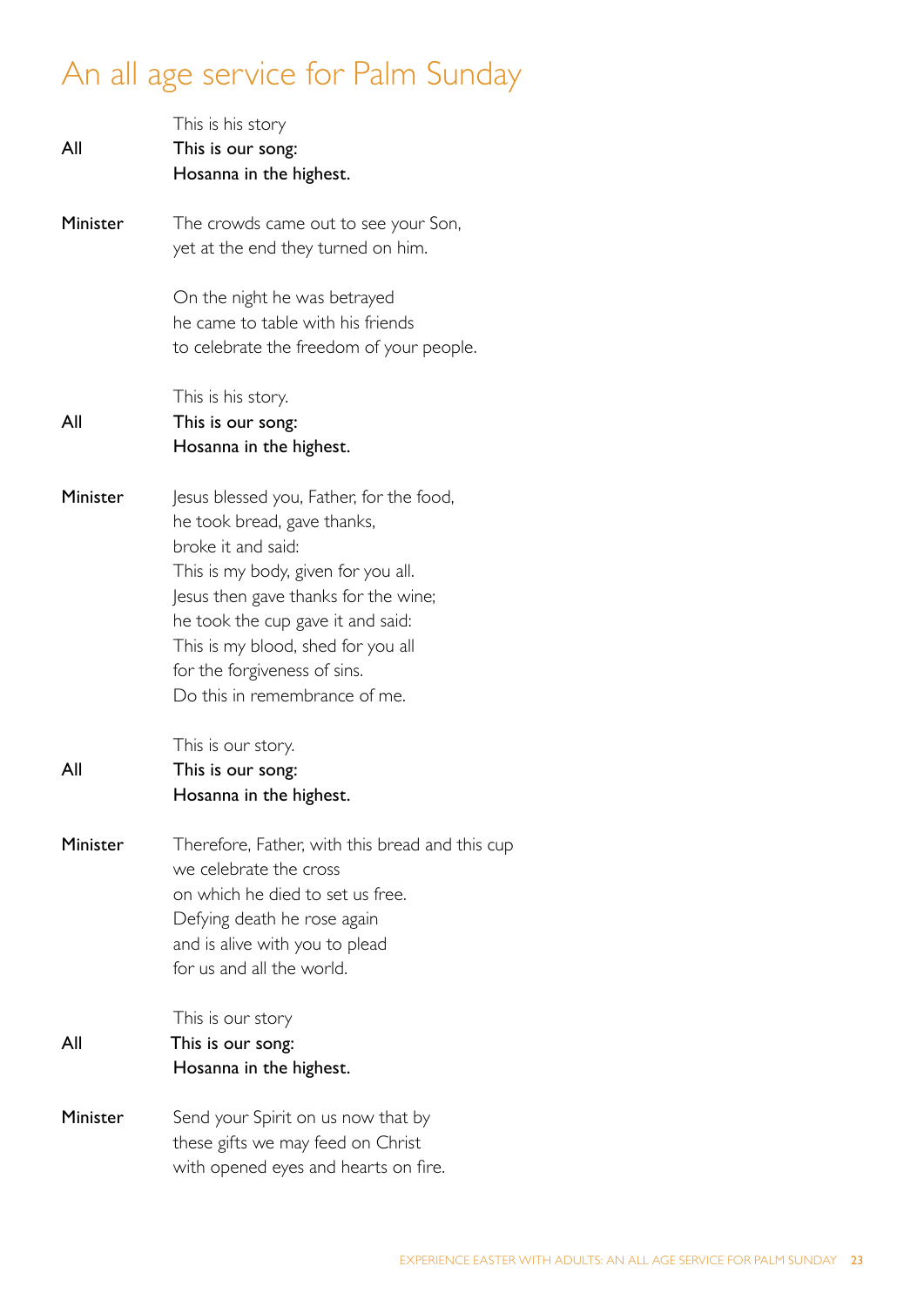# An all age service for Palm Sunday

This is his story

**All** **This is our song:**
**Hosanna in the highest.**

**Minister** The crowds came out to see your Son,
yet at the end they turned on him.

On the night he was betrayed
he came to table with his friends
to celebrate the freedom of your people.

This is his story.

**All** **This is our song:**
**Hosanna in the highest.**

**Minister** Jesus blessed you, Father, for the food,
he took bread, gave thanks,
broke it and said:
This is my body, given for you all.
Jesus then gave thanks for the wine;
he took the cup gave it and said:
This is my blood, shed for you all
for the forgiveness of sins.
Do this in remembrance of me.

This is our story.

**All** **This is our song:**
**Hosanna in the highest.**

**Minister** Therefore, Father, with this bread and this cup
we celebrate the cross
on which he died to set us free.
Defying death he rose again
and is alive with you to plead
for us and all the world.

This is our story

**All** **This is our song:**
**Hosanna in the highest.**

**Minister** Send your Spirit on us now that by
these gifts we may feed on Christ
with opened eyes and hearts on fire.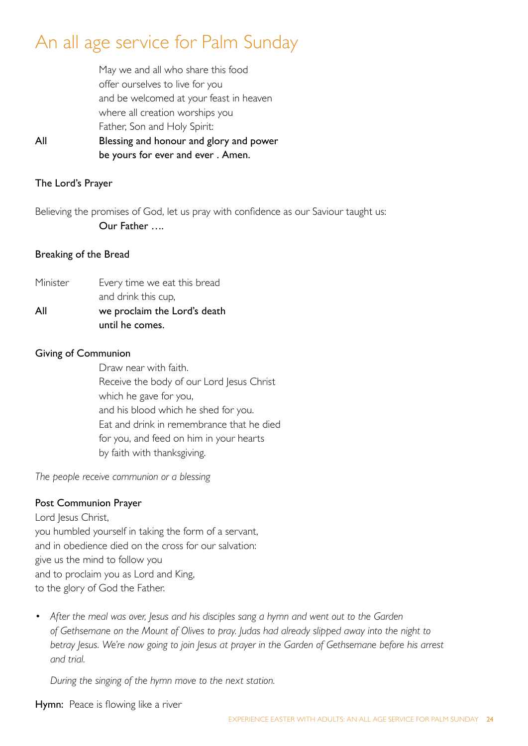# An all age service for Palm Sunday

May we and all who share this food
offer ourselves to live for you
and be welcomed at your feast in heaven
where all creation worships you
Father, Son and Holy Spirit:

**All** Blessing and honour and glory and power
be yours for ever and ever . Amen.

### The Lord's Prayer

Believing the promises of God, let us pray with confidence as our Saviour taught us:

Our Father ….

### Breaking of the Bread

Minister Every time we eat this bread
and drink this cup,

**All** we proclaim the Lord's death
until he comes.

### Giving of Communion

Draw near with faith.
Receive the body of our Lord Jesus Christ
which he gave for you,
and his blood which he shed for you.
Eat and drink in remembrance that he died
for you, and feed on him in your hearts
by faith with thanksgiving.

*The people receive communion or a blessing*

### Post Communion Prayer

Lord Jesus Christ,
you humbled yourself in taking the form of a servant,
and in obedience died on the cross for our salvation:
give us the mind to follow you
and to proclaim you as Lord and King,
to the glory of God the Father.

- *After the meal was over, Jesus and his disciples sang a hymn and went out to the Garden of Gethsemane on the Mount of Olives to pray. Judas had already slipped away into the night to betray Jesus. We're now going to join Jesus at prayer in the Garden of Gethsemane before his arrest and trial.*

  *During the singing of the hymn move to the next station.*

**Hymn:** Peace is flowing like a river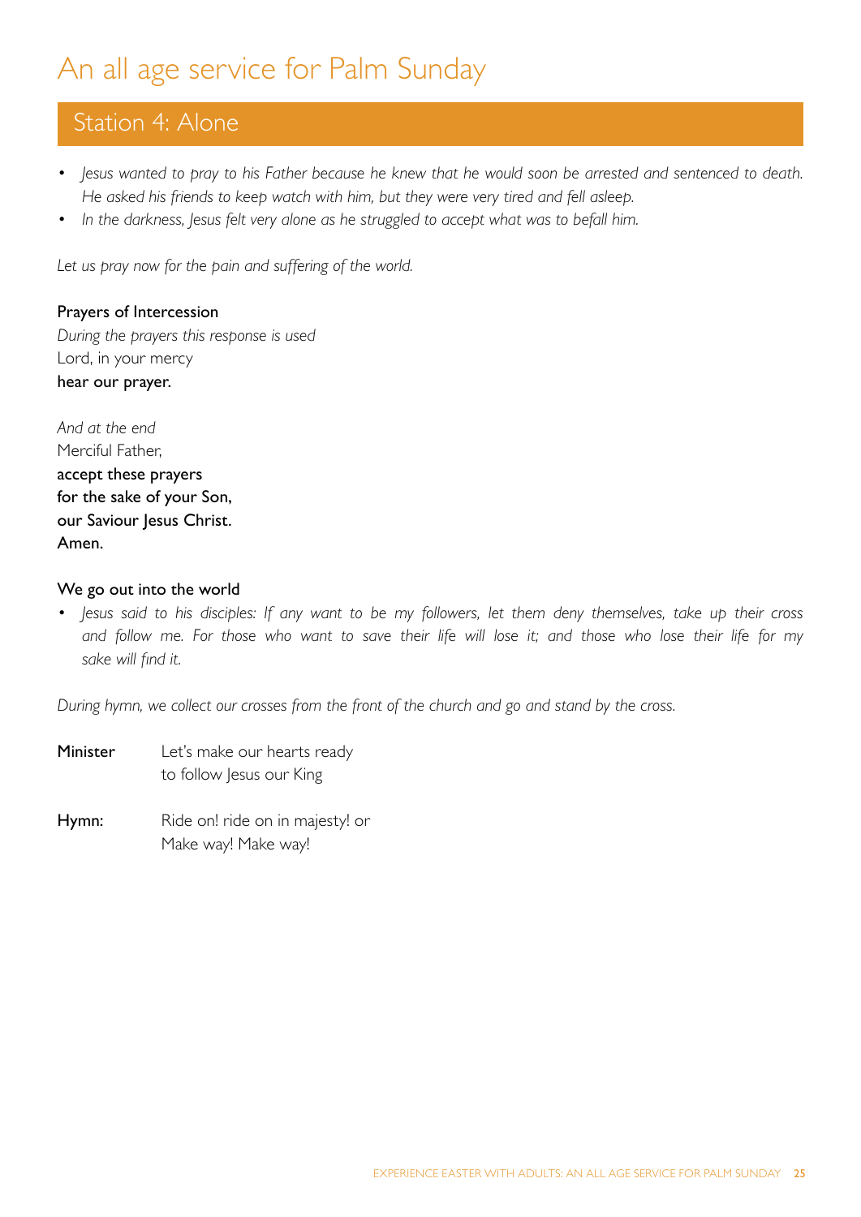# An all age service for Palm Sunday

## Station 4: Alone

- *Jesus wanted to pray to his Father because he knew that he would soon be arrested and sentenced to death. He asked his friends to keep watch with him, but they were very tired and fell asleep.*
- *In the darkness, Jesus felt very alone as he struggled to accept what was to befall him.*

*Let us pray now for the pain and suffering of the world.*

### Prayers of Intercession

*During the prayers this response is used*
Lord, in your mercy
**hear our prayer.**

*And at the end*
Merciful Father,
**accept these prayers**
**for the sake of your Son,**
**our Saviour Jesus Christ.**
**Amen.**

### We go out into the world

- *Jesus said to his disciples: If any want to be my followers, let them deny themselves, take up their cross and follow me. For those who want to save their life will lose it; and those who lose their life for my sake will find it.*

*During hymn, we collect our crosses from the front of the church and go and stand by the cross.*

**Minister** Let's make our hearts ready
to follow Jesus our King

**Hymn:** Ride on! ride on in majesty! or
Make way! Make way!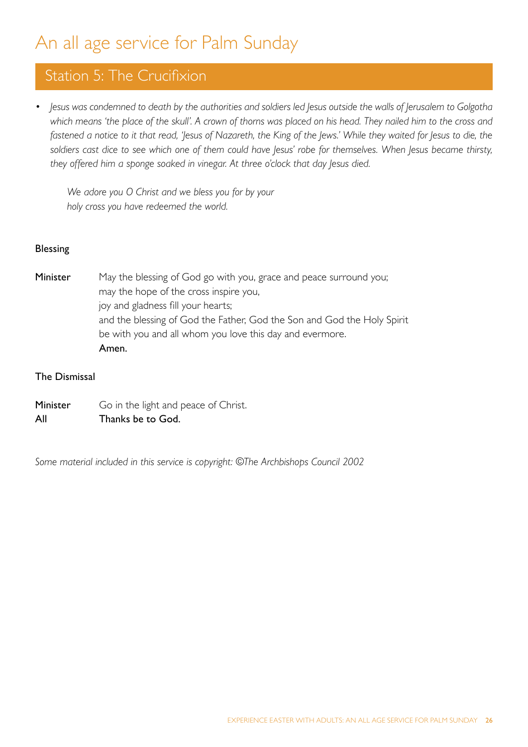# An all age service for Palm Sunday

## Station 5: The Crucifixion

- *Jesus was condemned to death by the authorities and soldiers led Jesus outside the walls of Jerusalem to Golgotha which means 'the place of the skull'. A crown of thorns was placed on his head. They nailed him to the cross and fastened a notice to it that read, 'Jesus of Nazareth, the King of the Jews.' While they waited for Jesus to die, the soldiers cast dice to see which one of them could have Jesus' robe for themselves. When Jesus became thirsty, they offered him a sponge soaked in vinegar. At three o'clock that day Jesus died.*

  *We adore you O Christ and we bless you for by your*
  *holy cross you have redeemed the world.*

### Blessing

Minister — May the blessing of God go with you, grace and peace surround you;
may the hope of the cross inspire you,
joy and gladness fill your hearts;
and the blessing of God the Father, God the Son and God the Holy Spirit
be with you and all whom you love this day and evermore.
**Amen.**

### The Dismissal

Minister — Go in the light and peace of Christ.
All — **Thanks be to God.**

*Some material included in this service is copyright: ©The Archbishops Council 2002*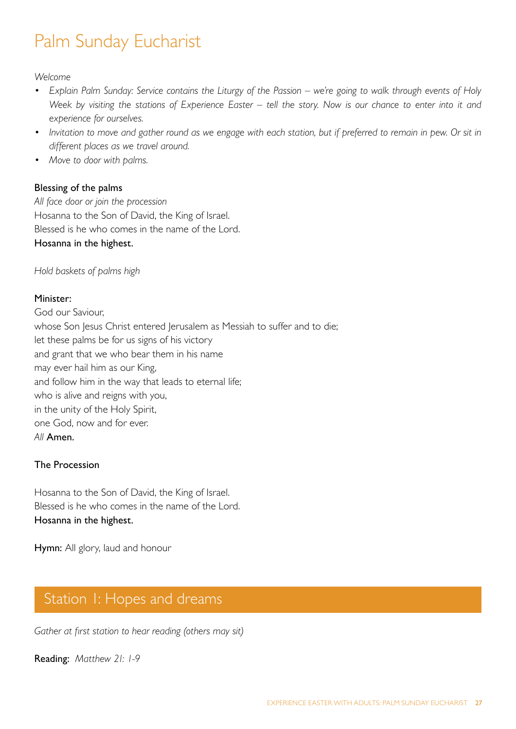# Palm Sunday Eucharist

*Welcome*

- *Explain Palm Sunday: Service contains the Liturgy of the Passion – we're going to walk through events of Holy Week by visiting the stations of Experience Easter – tell the story. Now is our chance to enter into it and experience for ourselves.*
- *Invitation to move and gather round as we engage with each station, but if preferred to remain in pew. Or sit in different places as we travel around.*
- *Move to door with palms.*

**Blessing of the palms**

*All face door or join the procession*

Hosanna to the Son of David, the King of Israel.
Blessed is he who comes in the name of the Lord.
**Hosanna in the highest.**

*Hold baskets of palms high*

**Minister:**

God our Saviour,
whose Son Jesus Christ entered Jerusalem as Messiah to suffer and to die;
let these palms be for us signs of his victory
and grant that we who bear them in his name
may ever hail him as our King,
and follow him in the way that leads to eternal life;
who is alive and reigns with you,
in the unity of the Holy Spirit,
one God, now and for ever.
*All* **Amen.**

**The Procession**

Hosanna to the Son of David, the King of Israel.
Blessed is he who comes in the name of the Lord.
**Hosanna in the highest.**

**Hymn:** All glory, laud and honour

## Station 1: Hopes and dreams

*Gather at first station to hear reading (others may sit)*

**Reading:** *Matthew 21: 1-9*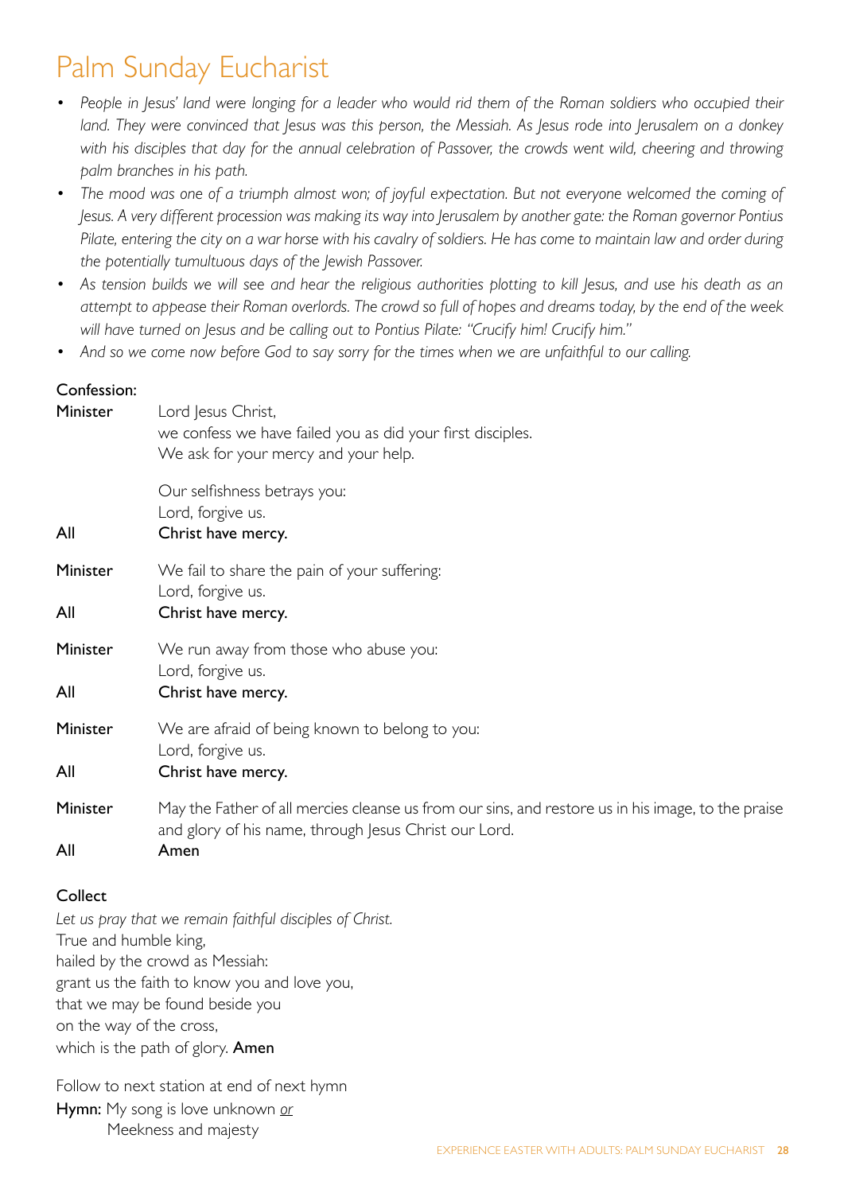# Palm Sunday Eucharist

- *People in Jesus' land were longing for a leader who would rid them of the Roman soldiers who occupied their land. They were convinced that Jesus was this person, the Messiah. As Jesus rode into Jerusalem on a donkey with his disciples that day for the annual celebration of Passover, the crowds went wild, cheering and throwing palm branches in his path.*
- *The mood was one of a triumph almost won; of joyful expectation. But not everyone welcomed the coming of Jesus. A very different procession was making its way into Jerusalem by another gate: the Roman governor Pontius Pilate, entering the city on a war horse with his cavalry of soldiers. He has come to maintain law and order during the potentially tumultuous days of the Jewish Passover.*
- *As tension builds we will see and hear the religious authorities plotting to kill Jesus, and use his death as an attempt to appease their Roman overlords. The crowd so full of hopes and dreams today, by the end of the week will have turned on Jesus and be calling out to Pontius Pilate: "Crucify him! Crucify him."*
- *And so we come now before God to say sorry for the times when we are unfaithful to our calling.*

Confession:

Minister Lord Jesus Christ,
we confess we have failed you as did your first disciples.
We ask for your mercy and your help.

Our selfishness betrays you:
Lord, forgive us.

All **Christ have mercy.**

Minister We fail to share the pain of your suffering:
Lord, forgive us.

All **Christ have mercy.**

Minister We run away from those who abuse you:
Lord, forgive us.

All **Christ have mercy.**

Minister We are afraid of being known to belong to you:
Lord, forgive us.

All **Christ have mercy.**

Minister May the Father of all mercies cleanse us from our sins, and restore us in his image, to the praise and glory of his name, through Jesus Christ our Lord.

All **Amen**

Collect

*Let us pray that we remain faithful disciples of Christ.*
True and humble king,
hailed by the crowd as Messiah:
grant us the faith to know you and love you,
that we may be found beside you
on the way of the cross,
which is the path of glory. **Amen**

Follow to next station at end of next hymn

**Hymn:** My song is love unknown *or*
Meekness and majesty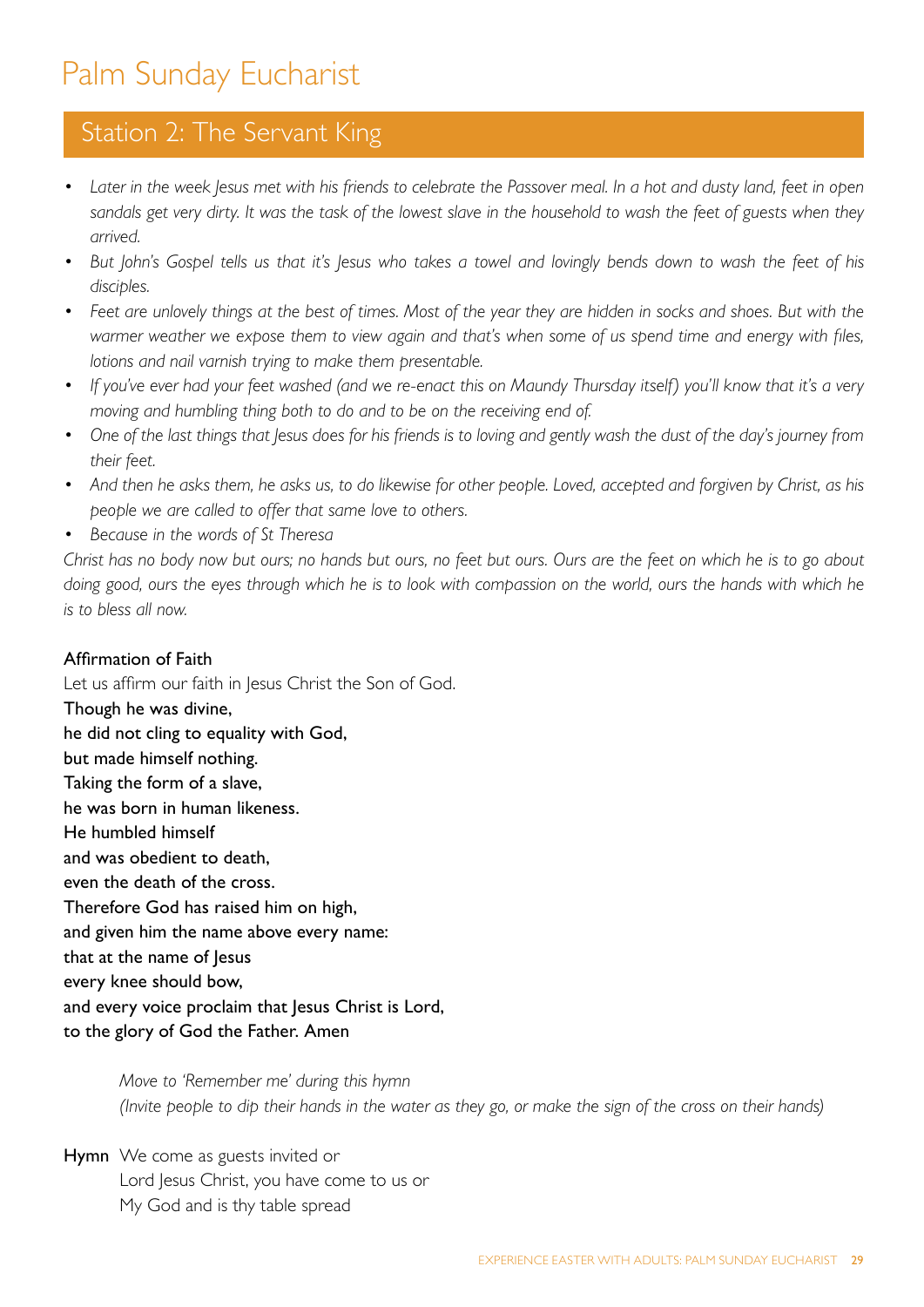# Palm Sunday Eucharist

## Station 2: The Servant King

- *Later in the week Jesus met with his friends to celebrate the Passover meal. In a hot and dusty land, feet in open sandals get very dirty. It was the task of the lowest slave in the household to wash the feet of guests when they arrived.*
- *But John's Gospel tells us that it's Jesus who takes a towel and lovingly bends down to wash the feet of his disciples.*
- *Feet are unlovely things at the best of times. Most of the year they are hidden in socks and shoes. But with the warmer weather we expose them to view again and that's when some of us spend time and energy with files, lotions and nail varnish trying to make them presentable.*
- *If you've ever had your feet washed (and we re-enact this on Maundy Thursday itself) you'll know that it's a very moving and humbling thing both to do and to be on the receiving end of.*
- *One of the last things that Jesus does for his friends is to loving and gently wash the dust of the day's journey from their feet.*
- *And then he asks them, he asks us, to do likewise for other people. Loved, accepted and forgiven by Christ, as his people we are called to offer that same love to others.*
- *Because in the words of St Theresa*

*Christ has no body now but ours; no hands but ours, no feet but ours. Ours are the feet on which he is to go about doing good, ours the eyes through which he is to look with compassion on the world, ours the hands with which he is to bless all now.*

**Affirmation of Faith**

Let us affirm our faith in Jesus Christ the Son of God.

**Though he was divine,**
**he did not cling to equality with God,**
**but made himself nothing.**
**Taking the form of a slave,**
**he was born in human likeness.**
**He humbled himself**
**and was obedient to death,**
**even the death of the cross.**
**Therefore God has raised him on high,**
**and given him the name above every name:**
**that at the name of Jesus**
**every knee should bow,**
**and every voice proclaim that Jesus Christ is Lord,**
**to the glory of God the Father. Amen**

*Move to 'Remember me' during this hymn*
*(Invite people to dip their hands in the water as they go, or make the sign of the cross on their hands)*

**Hymn** We come as guests invited or
Lord Jesus Christ, you have come to us or
My God and is thy table spread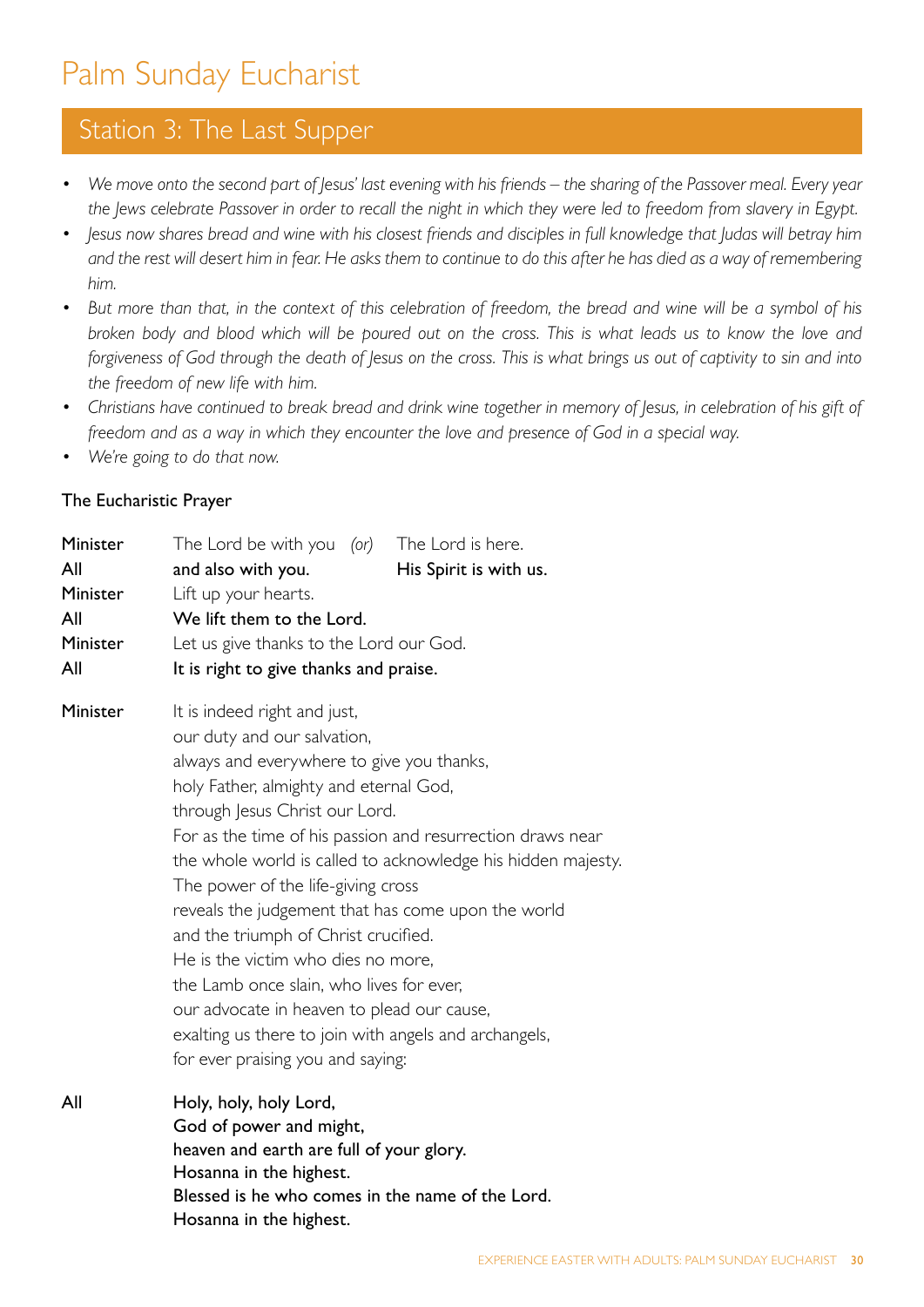# Palm Sunday Eucharist

## Station 3: The Last Supper

- *We move onto the second part of Jesus' last evening with his friends – the sharing of the Passover meal. Every year the Jews celebrate Passover in order to recall the night in which they were led to freedom from slavery in Egypt.*
- *Jesus now shares bread and wine with his closest friends and disciples in full knowledge that Judas will betray him and the rest will desert him in fear. He asks them to continue to do this after he has died as a way of remembering him.*
- *But more than that, in the context of this celebration of freedom, the bread and wine will be a symbol of his broken body and blood which will be poured out on the cross. This is what leads us to know the love and forgiveness of God through the death of Jesus on the cross. This is what brings us out of captivity to sin and into the freedom of new life with him.*
- *Christians have continued to break bread and drink wine together in memory of Jesus, in celebration of his gift of freedom and as a way in which they encounter the love and presence of God in a special way.*
- *We're going to do that now.*

### The Eucharistic Prayer

Minister: The Lord be with you *(or)* The Lord is here.
All: **and also with you.** **His Spirit is with us.**
Minister: Lift up your hearts.
All: **We lift them to the Lord.**
Minister: Let us give thanks to the Lord our God.
All: **It is right to give thanks and praise.**

Minister: It is indeed right and just,
our duty and our salvation,
always and everywhere to give you thanks,
holy Father, almighty and eternal God,
through Jesus Christ our Lord.
For as the time of his passion and resurrection draws near
the whole world is called to acknowledge his hidden majesty.
The power of the life-giving cross
reveals the judgement that has come upon the world
and the triumph of Christ crucified.
He is the victim who dies no more,
the Lamb once slain, who lives for ever,
our advocate in heaven to plead our cause,
exalting us there to join with angels and archangels,
for ever praising you and saying:

All: **Holy, holy, holy Lord,**
**God of power and might,**
**heaven and earth are full of your glory.**
**Hosanna in the highest.**
**Blessed is he who comes in the name of the Lord.**
**Hosanna in the highest.**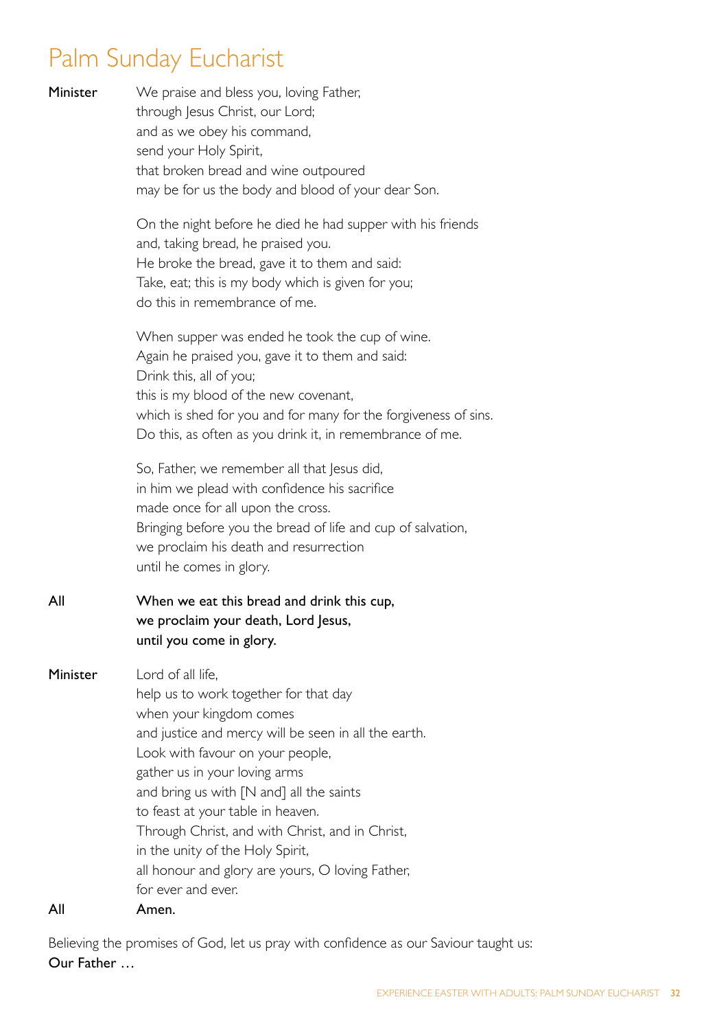# Palm Sunday Eucharist

**Minister** We praise and bless you, loving Father,
through Jesus Christ, our Lord;
and as we obey his command,
send your Holy Spirit,
that broken bread and wine outpoured
may be for us the body and blood of your dear Son.

On the night before he died he had supper with his friends
and, taking bread, he praised you.
He broke the bread, gave it to them and said:
Take, eat; this is my body which is given for you;
do this in remembrance of me.

When supper was ended he took the cup of wine.
Again he praised you, gave it to them and said:
Drink this, all of you;
this is my blood of the new covenant,
which is shed for you and for many for the forgiveness of sins.
Do this, as often as you drink it, in remembrance of me.

So, Father, we remember all that Jesus did,
in him we plead with confidence his sacrifice
made once for all upon the cross.
Bringing before you the bread of life and cup of salvation,
we proclaim his death and resurrection
until he comes in glory.

**All** **When we eat this bread and drink this cup,
we proclaim your death, Lord Jesus,
until you come in glory.**

**Minister** Lord of all life,
help us to work together for that day
when your kingdom comes
and justice and mercy will be seen in all the earth.
Look with favour on your people,
gather us in your loving arms
and bring us with [N and] all the saints
to feast at your table in heaven.
Through Christ, and with Christ, and in Christ,
in the unity of the Holy Spirit,
all honour and glory are yours, O loving Father,
for ever and ever.

**All** **Amen.**

Believing the promises of God, let us pray with confidence as our Saviour taught us:
**Our Father …**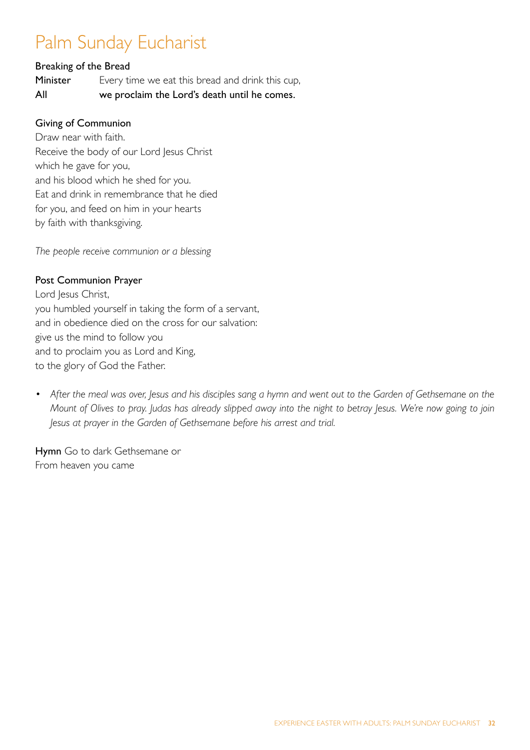# Palm Sunday Eucharist

**Breaking of the Bread**

**Minister** Every time we eat this bread and drink this cup,

**All** **we proclaim the Lord's death until he comes.**

**Giving of Communion**

Draw near with faith.
Receive the body of our Lord Jesus Christ
which he gave for you,
and his blood which he shed for you.
Eat and drink in remembrance that he died
for you, and feed on him in your hearts
by faith with thanksgiving.

*The people receive communion or a blessing*

**Post Communion Prayer**

Lord Jesus Christ,
you humbled yourself in taking the form of a servant,
and in obedience died on the cross for our salvation:
give us the mind to follow you
and to proclaim you as Lord and King,
to the glory of God the Father.

- *After the meal was over, Jesus and his disciples sang a hymn and went out to the Garden of Gethsemane on the Mount of Olives to pray. Judas has already slipped away into the night to betray Jesus. We're now going to join Jesus at prayer in the Garden of Gethsemane before his arrest and trial.*

**Hymn** Go to dark Gethsemane or
From heaven you came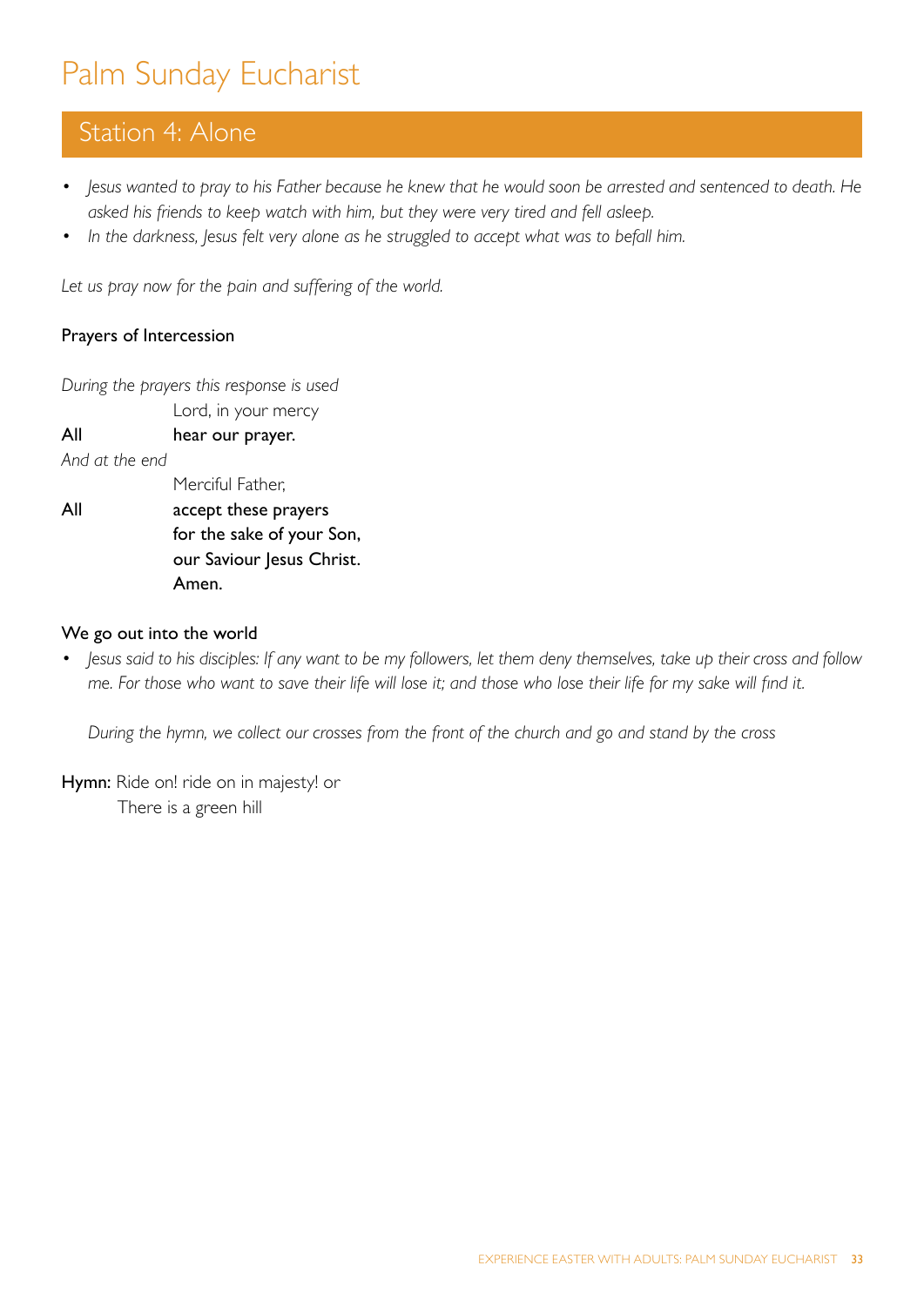# Palm Sunday Eucharist

## Station 4: Alone

- *Jesus wanted to pray to his Father because he knew that he would soon be arrested and sentenced to death. He asked his friends to keep watch with him, but they were very tired and fell asleep.*
- *In the darkness, Jesus felt very alone as he struggled to accept what was to befall him.*

*Let us pray now for the pain and suffering of the world.*

### Prayers of Intercession

*During the prayers this response is used*

Lord, in your mercy
**All** **hear our prayer.**

*And at the end*

Merciful Father,
**All** **accept these prayers**
**for the sake of your Son,**
**our Saviour Jesus Christ.**
**Amen.**

### We go out into the world

- *Jesus said to his disciples: If any want to be my followers, let them deny themselves, take up their cross and follow me. For those who want to save their life will lose it; and those who lose their life for my sake will find it.*

*During the hymn, we collect our crosses from the front of the church and go and stand by the cross*

**Hymn:** Ride on! ride on in majesty! or
There is a green hill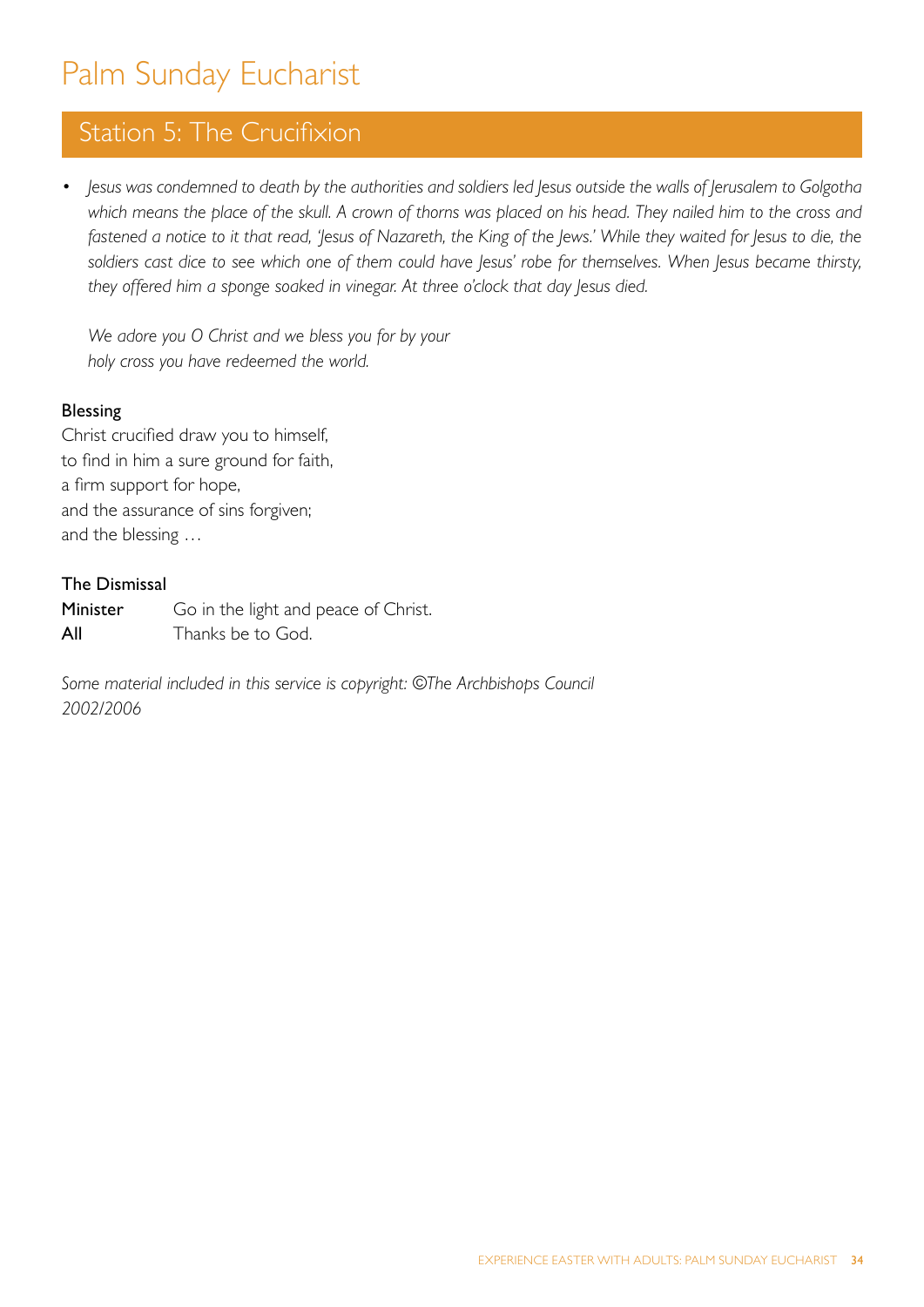# Palm Sunday Eucharist

## Station 5: The Crucifixion

- *Jesus was condemned to death by the authorities and soldiers led Jesus outside the walls of Jerusalem to Golgotha which means the place of the skull. A crown of thorns was placed on his head. They nailed him to the cross and fastened a notice to it that read, 'Jesus of Nazareth, the King of the Jews.' While they waited for Jesus to die, the soldiers cast dice to see which one of them could have Jesus' robe for themselves. When Jesus became thirsty, they offered him a sponge soaked in vinegar. At three o'clock that day Jesus died.*

  *We adore you O Christ and we bless you for by your*
  *holy cross you have redeemed the world.*

**Blessing**

Christ crucified draw you to himself,
to find in him a sure ground for faith,
a firm support for hope,
and the assurance of sins forgiven;
and the blessing …

**The Dismissal**

**Minister** Go in the light and peace of Christ.
**All** Thanks be to God.

*Some material included in this service is copyright: ©The Archbishops Council 2002/2006*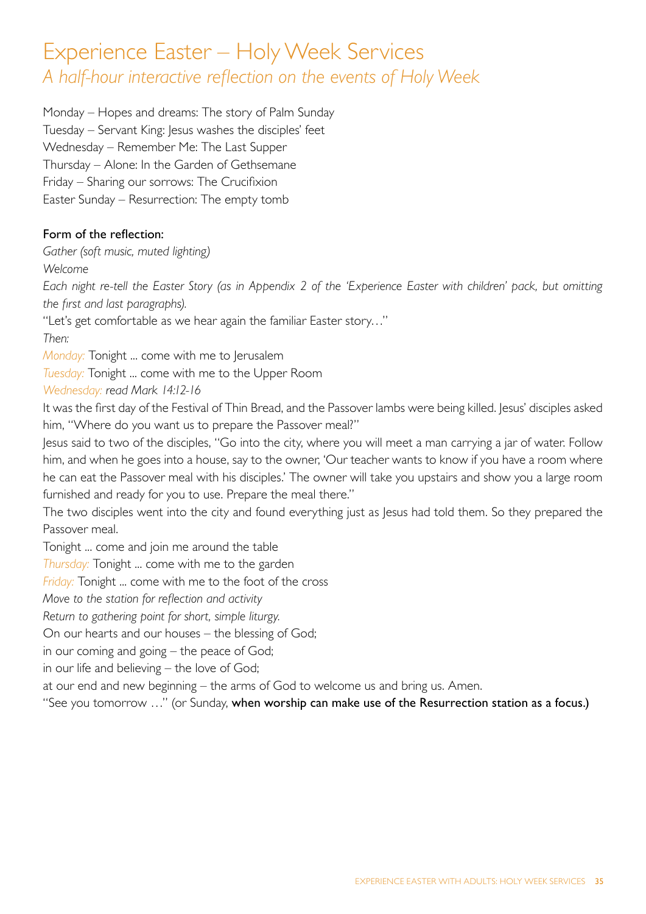# Experience Easter – Holy Week Services

## *A half-hour interactive reflection on the events of Holy Week*

Monday – Hopes and dreams: The story of Palm Sunday
Tuesday – Servant King: Jesus washes the disciples' feet
Wednesday – Remember Me: The Last Supper
Thursday – Alone: In the Garden of Gethsemane
Friday – Sharing our sorrows: The Crucifixion
Easter Sunday – Resurrection: The empty tomb

**Form of the reflection:**

*Gather (soft music, muted lighting)*

*Welcome*

*Each night re-tell the Easter Story (as in Appendix 2 of the 'Experience Easter with children' pack, but omitting the first and last paragraphs).*

"Let's get comfortable as we hear again the familiar Easter story…"

*Then:*

*Monday:* Tonight ... come with me to Jerusalem

*Tuesday:* Tonight ... come with me to the Upper Room

*Wednesday: read Mark 14:12-16*

It was the first day of the Festival of Thin Bread, and the Passover lambs were being killed. Jesus' disciples asked him, "Where do you want us to prepare the Passover meal?"

Jesus said to two of the disciples, "Go into the city, where you will meet a man carrying a jar of water. Follow him, and when he goes into a house, say to the owner, 'Our teacher wants to know if you have a room where he can eat the Passover meal with his disciples.' The owner will take you upstairs and show you a large room furnished and ready for you to use. Prepare the meal there."

The two disciples went into the city and found everything just as Jesus had told them. So they prepared the Passover meal.

Tonight ... come and join me around the table

*Thursday:* Tonight ... come with me to the garden

*Friday:* Tonight ... come with me to the foot of the cross

*Move to the station for reflection and activity*

*Return to gathering point for short, simple liturgy.*

On our hearts and our houses – the blessing of God;
in our coming and going – the peace of God;
in our life and believing – the love of God;
at our end and new beginning – the arms of God to welcome us and bring us. Amen.

"See you tomorrow …" (or Sunday, **when worship can make use of the Resurrection station as a focus.)**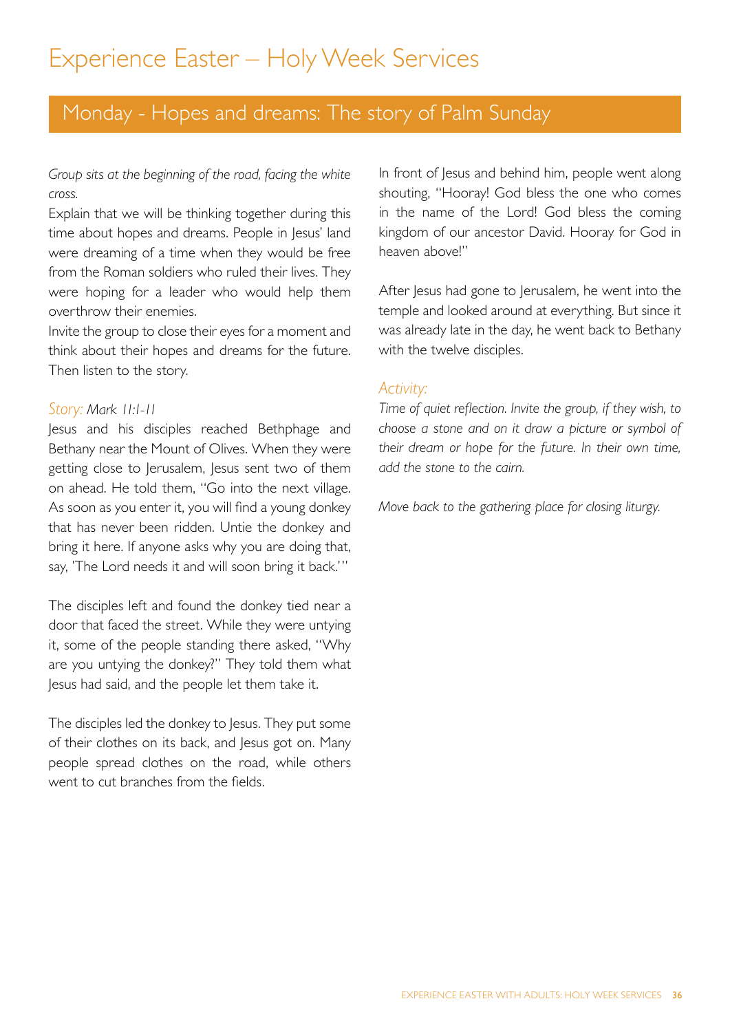# Experience Easter – Holy Week Services

## Monday - Hopes and dreams: The story of Palm Sunday

*Group sits at the beginning of the road, facing the white cross.*

Explain that we will be thinking together during this time about hopes and dreams. People in Jesus' land were dreaming of a time when they would be free from the Roman soldiers who ruled their lives. They were hoping for a leader who would help them overthrow their enemies.

Invite the group to close their eyes for a moment and think about their hopes and dreams for the future. Then listen to the story.

### *Story:* *Mark 11:1-11*

Jesus and his disciples reached Bethphage and Bethany near the Mount of Olives. When they were getting close to Jerusalem, Jesus sent two of them on ahead. He told them, "Go into the next village. As soon as you enter it, you will find a young donkey that has never been ridden. Untie the donkey and bring it here. If anyone asks why you are doing that, say, 'The Lord needs it and will soon bring it back.'"

The disciples left and found the donkey tied near a door that faced the street. While they were untying it, some of the people standing there asked, "Why are you untying the donkey?" They told them what Jesus had said, and the people let them take it.

The disciples led the donkey to Jesus. They put some of their clothes on its back, and Jesus got on. Many people spread clothes on the road, while others went to cut branches from the fields.

In front of Jesus and behind him, people went along shouting, "Hooray! God bless the one who comes in the name of the Lord! God bless the coming kingdom of our ancestor David. Hooray for God in heaven above!"

After Jesus had gone to Jerusalem, he went into the temple and looked around at everything. But since it was already late in the day, he went back to Bethany with the twelve disciples.

### *Activity:*

*Time of quiet reflection. Invite the group, if they wish, to choose a stone and on it draw a picture or symbol of their dream or hope for the future. In their own time, add the stone to the cairn.*

*Move back to the gathering place for closing liturgy.*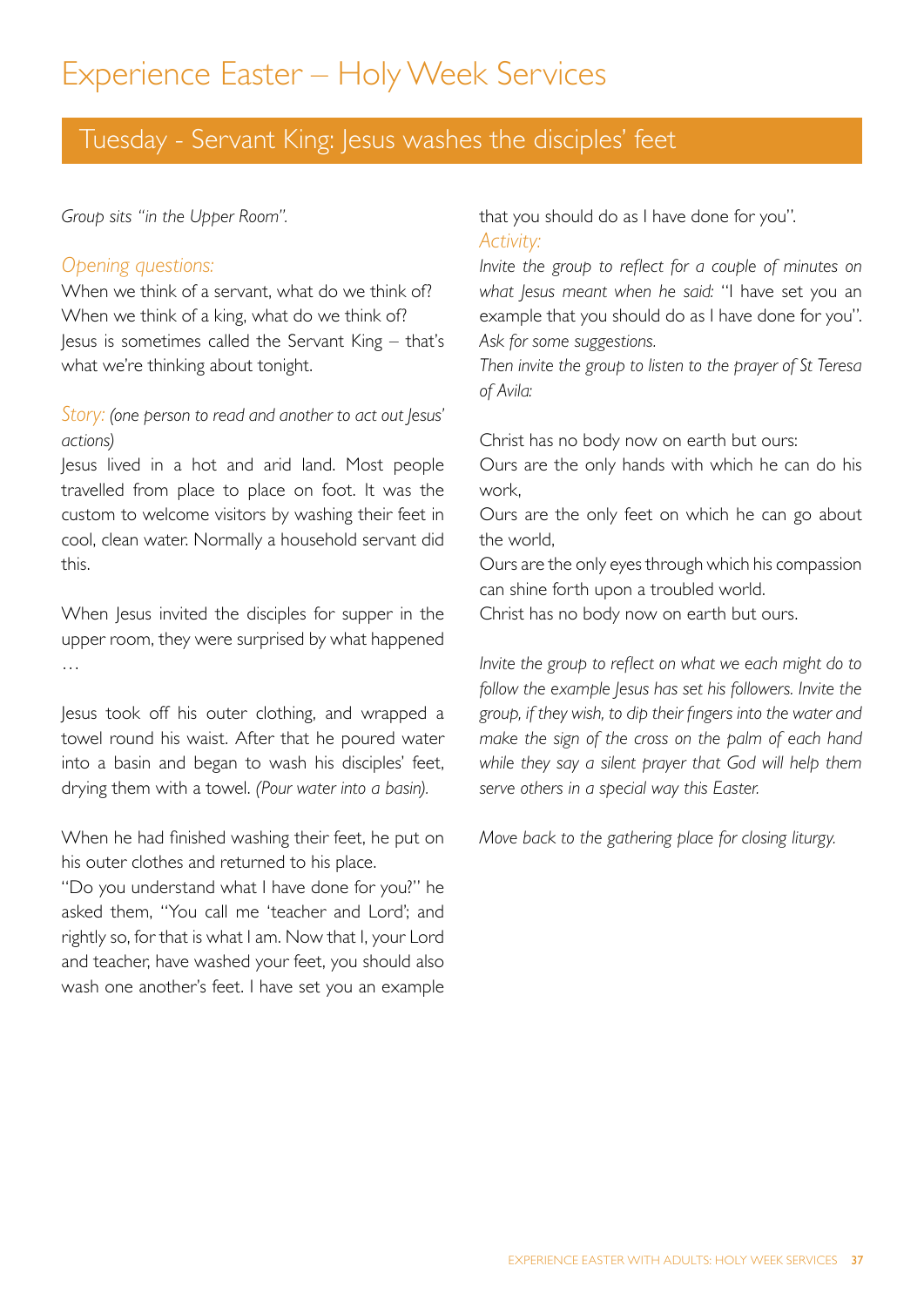# Experience Easter – Holy Week Services

## Tuesday - Servant King: Jesus washes the disciples' feet

*Group sits "in the Upper Room".*

### *Opening questions:*

When we think of a servant, what do we think of?
When we think of a king, what do we think of?
Jesus is sometimes called the Servant King – that's what we're thinking about tonight.

### *Story: (one person to read and another to act out Jesus' actions)*

Jesus lived in a hot and arid land. Most people travelled from place to place on foot. It was the custom to welcome visitors by washing their feet in cool, clean water. Normally a household servant did this.

When Jesus invited the disciples for supper in the upper room, they were surprised by what happened …

Jesus took off his outer clothing, and wrapped a towel round his waist. After that he poured water into a basin and began to wash his disciples' feet, drying them with a towel. *(Pour water into a basin).*

When he had finished washing their feet, he put on his outer clothes and returned to his place.
"Do you understand what I have done for you?" he asked them, "You call me 'teacher and Lord'; and rightly so, for that is what I am. Now that I, your Lord and teacher, have washed your feet, you should also wash one another's feet. I have set you an example that you should do as I have done for you".

### *Activity:*

*Invite the group to reflect for a couple of minutes on what Jesus meant when he said:* "I have set you an example that you should do as I have done for you".
*Ask for some suggestions.*
*Then invite the group to listen to the prayer of St Teresa of Avila:*

Christ has no body now on earth but ours:
Ours are the only hands with which he can do his work,
Ours are the only feet on which he can go about the world,
Ours are the only eyes through which his compassion can shine forth upon a troubled world.
Christ has no body now on earth but ours.

*Invite the group to reflect on what we each might do to follow the example Jesus has set his followers. Invite the group, if they wish, to dip their fingers into the water and make the sign of the cross on the palm of each hand while they say a silent prayer that God will help them serve others in a special way this Easter.*

*Move back to the gathering place for closing liturgy.*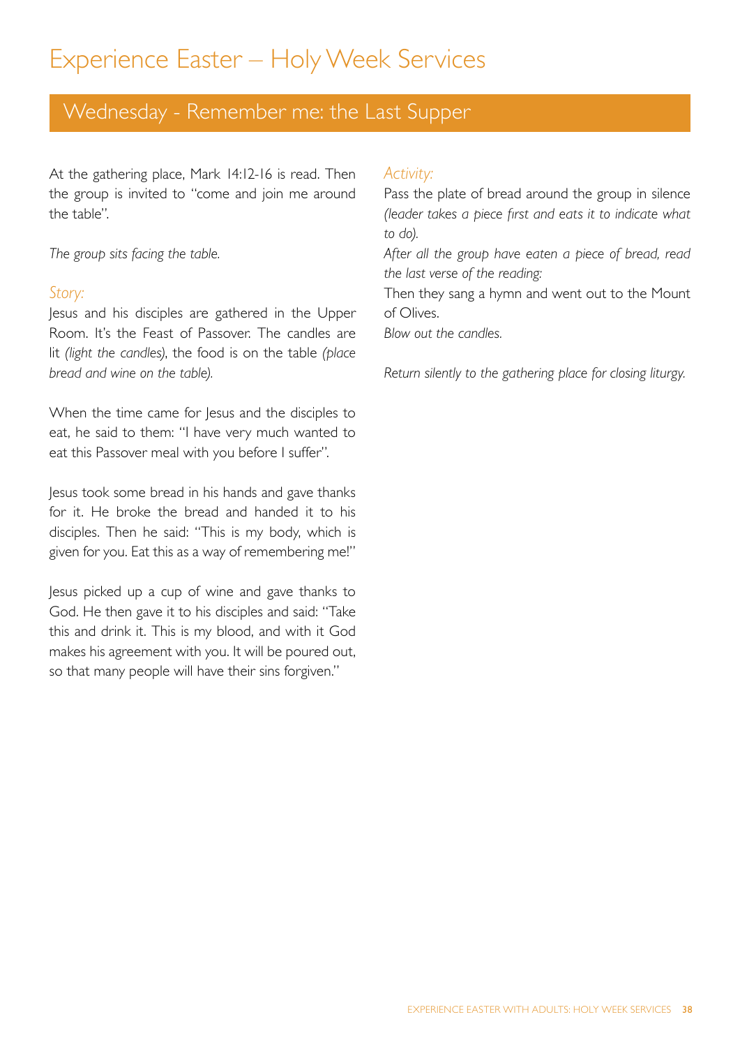# Experience Easter – Holy Week Services

## Wednesday - Remember me: the Last Supper

At the gathering place, Mark 14:12-16 is read. Then the group is invited to "come and join me around the table".

*The group sits facing the table.*

### *Story:*

Jesus and his disciples are gathered in the Upper Room. It's the Feast of Passover. The candles are lit *(light the candles)*, the food is on the table *(place bread and wine on the table).*

When the time came for Jesus and the disciples to eat, he said to them: "I have very much wanted to eat this Passover meal with you before I suffer".

Jesus took some bread in his hands and gave thanks for it. He broke the bread and handed it to his disciples. Then he said: "This is my body, which is given for you. Eat this as a way of remembering me!"

Jesus picked up a cup of wine and gave thanks to God. He then gave it to his disciples and said: "Take this and drink it. This is my blood, and with it God makes his agreement with you. It will be poured out, so that many people will have their sins forgiven."

### *Activity:*

Pass the plate of bread around the group in silence *(leader takes a piece first and eats it to indicate what to do).*

*After all the group have eaten a piece of bread, read the last verse of the reading:*

Then they sang a hymn and went out to the Mount of Olives.

*Blow out the candles.*

*Return silently to the gathering place for closing liturgy.*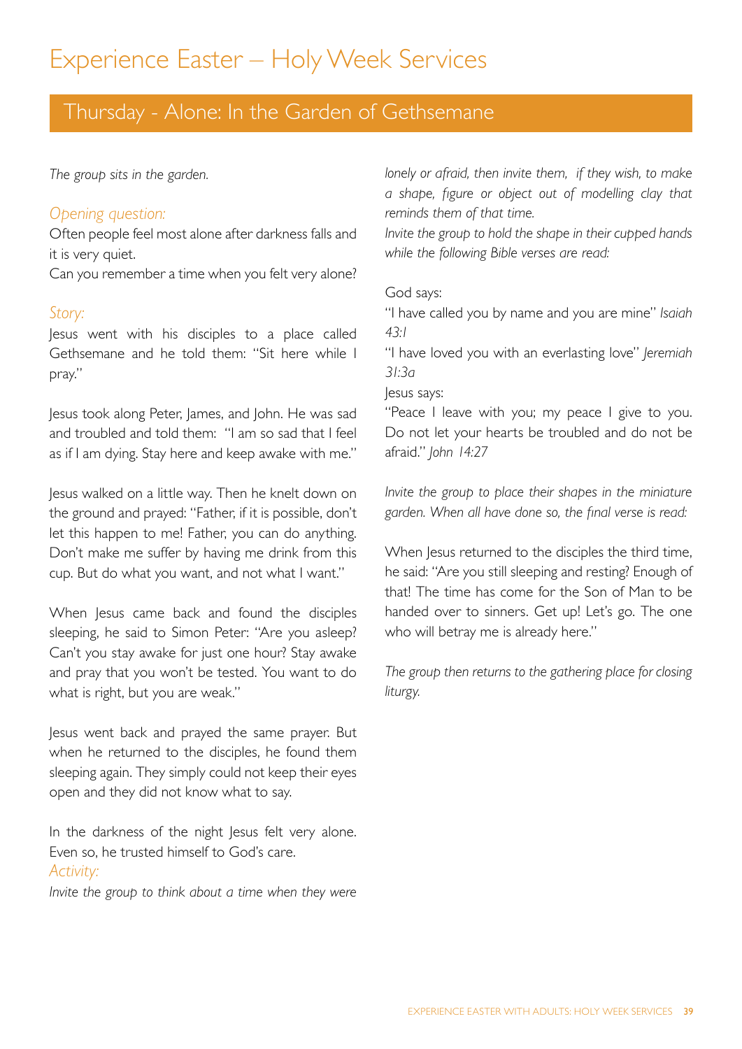# Experience Easter – Holy Week Services

## Thursday - Alone: In the Garden of Gethsemane

*The group sits in the garden.*

### *Opening question:*

Often people feel most alone after darkness falls and it is very quiet.

Can you remember a time when you felt very alone?

### *Story:*

Jesus went with his disciples to a place called Gethsemane and he told them: "Sit here while I pray."

Jesus took along Peter, James, and John. He was sad and troubled and told them: "I am so sad that I feel as if I am dying. Stay here and keep awake with me."

Jesus walked on a little way. Then he knelt down on the ground and prayed: "Father, if it is possible, don't let this happen to me! Father, you can do anything. Don't make me suffer by having me drink from this cup. But do what you want, and not what I want."

When Jesus came back and found the disciples sleeping, he said to Simon Peter: "Are you asleep? Can't you stay awake for just one hour? Stay awake and pray that you won't be tested. You want to do what is right, but you are weak."

Jesus went back and prayed the same prayer. But when he returned to the disciples, he found them sleeping again. They simply could not keep their eyes open and they did not know what to say.

In the darkness of the night Jesus felt very alone. Even so, he trusted himself to God's care.

### *Activity:*

*Invite the group to think about a time when they were lonely or afraid, then invite them, if they wish, to make a shape, figure or object out of modelling clay that reminds them of that time.*

*Invite the group to hold the shape in their cupped hands while the following Bible verses are read:*

God says:

"I have called you by name and you are mine" *Isaiah 43:1*

"I have loved you with an everlasting love" *Jeremiah 31:3a*

Jesus says:

"Peace I leave with you; my peace I give to you. Do not let your hearts be troubled and do not be afraid." *John 14:27*

*Invite the group to place their shapes in the miniature garden. When all have done so, the final verse is read:*

When Jesus returned to the disciples the third time, he said: "Are you still sleeping and resting? Enough of that! The time has come for the Son of Man to be handed over to sinners. Get up! Let's go. The one who will betray me is already here."

*The group then returns to the gathering place for closing liturgy.*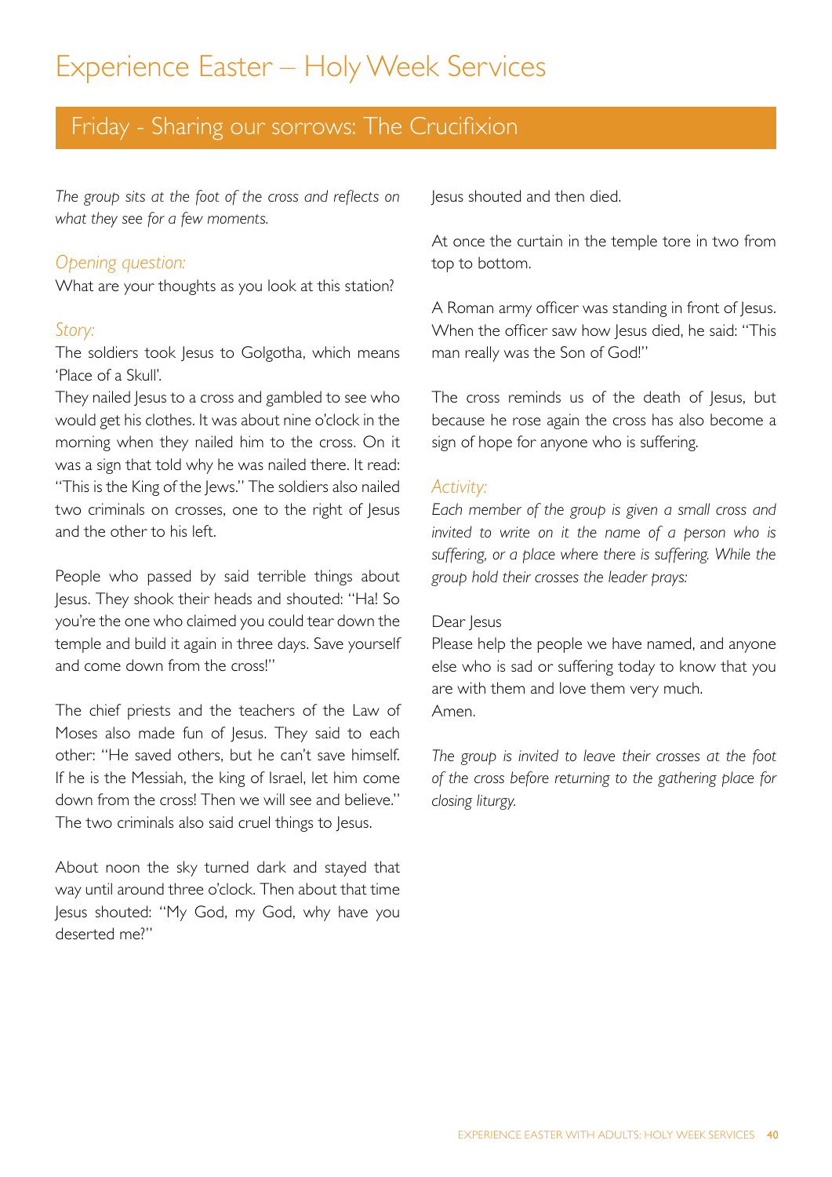# Experience Easter – Holy Week Services

## Friday - Sharing our sorrows: The Crucifixion

*The group sits at the foot of the cross and reflects on what they see for a few moments.*

### *Opening question:*

What are your thoughts as you look at this station?

### *Story:*

The soldiers took Jesus to Golgotha, which means 'Place of a Skull'.

They nailed Jesus to a cross and gambled to see who would get his clothes. It was about nine o'clock in the morning when they nailed him to the cross. On it was a sign that told why he was nailed there. It read: "This is the King of the Jews." The soldiers also nailed two criminals on crosses, one to the right of Jesus and the other to his left.

People who passed by said terrible things about Jesus. They shook their heads and shouted: "Ha! So you're the one who claimed you could tear down the temple and build it again in three days. Save yourself and come down from the cross!"

The chief priests and the teachers of the Law of Moses also made fun of Jesus. They said to each other: "He saved others, but he can't save himself. If he is the Messiah, the king of Israel, let him come down from the cross! Then we will see and believe." The two criminals also said cruel things to Jesus.

About noon the sky turned dark and stayed that way until around three o'clock. Then about that time Jesus shouted: "My God, my God, why have you deserted me?"

Jesus shouted and then died.

At once the curtain in the temple tore in two from top to bottom.

A Roman army officer was standing in front of Jesus. When the officer saw how Jesus died, he said: "This man really was the Son of God!"

The cross reminds us of the death of Jesus, but because he rose again the cross has also become a sign of hope for anyone who is suffering.

### *Activity:*

*Each member of the group is given a small cross and invited to write on it the name of a person who is suffering, or a place where there is suffering. While the group hold their crosses the leader prays:*

Dear Jesus
Please help the people we have named, and anyone else who is sad or suffering today to know that you are with them and love them very much.
Amen.

*The group is invited to leave their crosses at the foot of the cross before returning to the gathering place for closing liturgy.*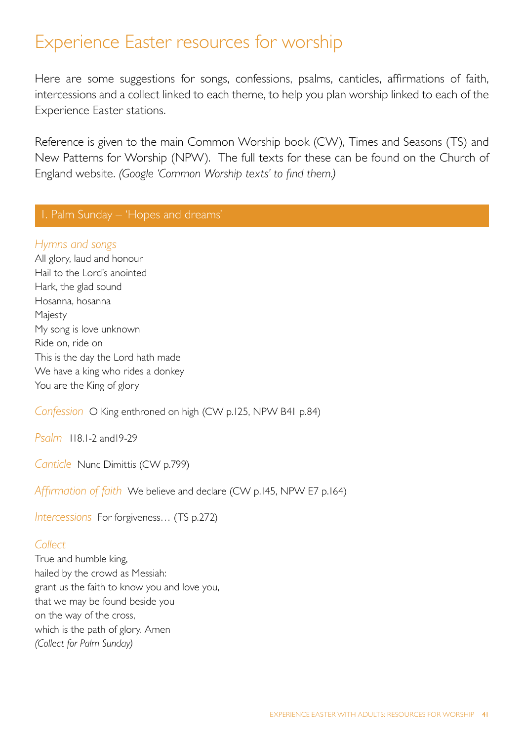# Experience Easter resources for worship

Here are some suggestions for songs, confessions, psalms, canticles, affirmations of faith, intercessions and a collect linked to each theme, to help you plan worship linked to each of the Experience Easter stations.

Reference is given to the main Common Worship book (CW), Times and Seasons (TS) and New Patterns for Worship (NPW). The full texts for these can be found on the Church of England website. *(Google 'Common Worship texts' to find them.)*

## 1. Palm Sunday – 'Hopes and dreams'

*Hymns and songs*

All glory, laud and honour
Hail to the Lord's anointed
Hark, the glad sound
Hosanna, hosanna
Majesty
My song is love unknown
Ride on, ride on
This is the day the Lord hath made
We have a king who rides a donkey
You are the King of glory

*Confession* O King enthroned on high (CW p.125, NPW B41 p.84)

*Psalm* 118.1-2 and19-29

*Canticle* Nunc Dimittis (CW p.799)

*Affirmation of faith* We believe and declare (CW p.145, NPW E7 p.164)

*Intercessions* For forgiveness… (TS p.272)

*Collect*

True and humble king,
hailed by the crowd as Messiah:
grant us the faith to know you and love you,
that we may be found beside you
on the way of the cross,
which is the path of glory. Amen
*(Collect for Palm Sunday)*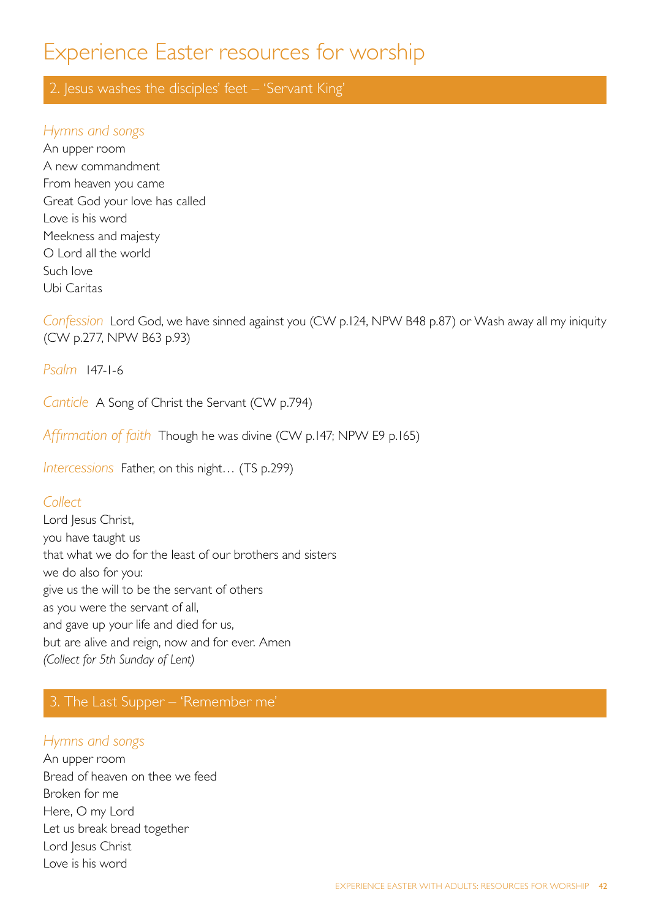# Experience Easter resources for worship

## 2. Jesus washes the disciples' feet – 'Servant King'

*Hymns and songs*

An upper room
A new commandment
From heaven you came
Great God your love has called
Love is his word
Meekness and majesty
O Lord all the world
Such love
Ubi Caritas

*Confession* Lord God, we have sinned against you (CW p.124, NPW B48 p.87) or Wash away all my iniquity (CW p.277, NPW B63 p.93)

*Psalm* 147-1-6

*Canticle* A Song of Christ the Servant (CW p.794)

*Affirmation of faith* Though he was divine (CW p.147; NPW E9 p.165)

*Intercessions* Father, on this night… (TS p.299)

*Collect*

Lord Jesus Christ,
you have taught us
that what we do for the least of our brothers and sisters
we do also for you:
give us the will to be the servant of others
as you were the servant of all,
and gave up your life and died for us,
but are alive and reign, now and for ever. Amen
*(Collect for 5th Sunday of Lent)*

## 3. The Last Supper – 'Remember me'

*Hymns and songs*

An upper room
Bread of heaven on thee we feed
Broken for me
Here, O my Lord
Let us break bread together
Lord Jesus Christ
Love is his word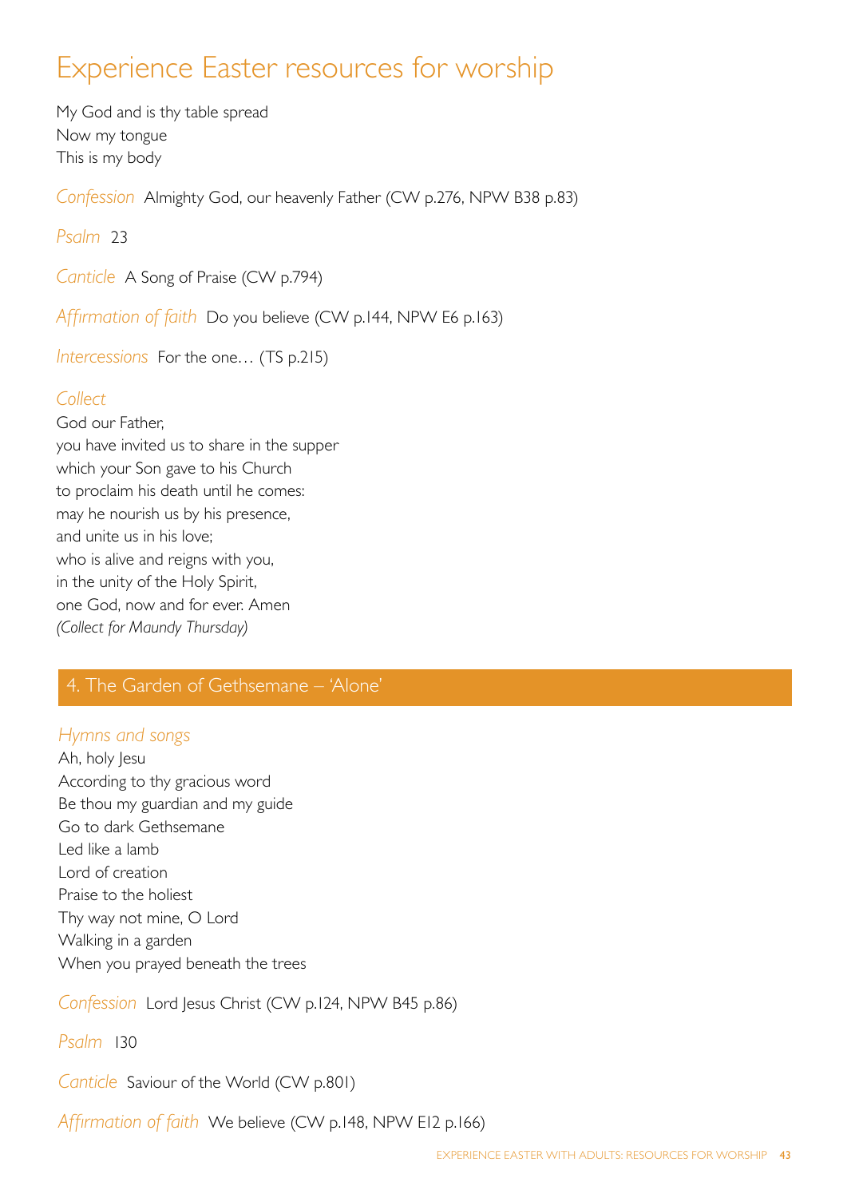# Experience Easter resources for worship

My God and is thy table spread
Now my tongue
This is my body

*Confession* Almighty God, our heavenly Father (CW p.276, NPW B38 p.83)

*Psalm* 23

*Canticle* A Song of Praise (CW p.794)

*Affirmation of faith* Do you believe (CW p.144, NPW E6 p.163)

*Intercessions* For the one… (TS p.215)

*Collect*

God our Father,
you have invited us to share in the supper
which your Son gave to his Church
to proclaim his death until he comes:
may he nourish us by his presence,
and unite us in his love;
who is alive and reigns with you,
in the unity of the Holy Spirit,
one God, now and for ever. Amen
*(Collect for Maundy Thursday)*

## 4. The Garden of Gethsemane – 'Alone'

*Hymns and songs*

Ah, holy Jesu
According to thy gracious word
Be thou my guardian and my guide
Go to dark Gethsemane
Led like a lamb
Lord of creation
Praise to the holiest
Thy way not mine, O Lord
Walking in a garden
When you prayed beneath the trees

*Confession* Lord Jesus Christ (CW p.124, NPW B45 p.86)

*Psalm* 130

*Canticle* Saviour of the World (CW p.801)

*Affirmation of faith* We believe (CW p.148, NPW E12 p.166)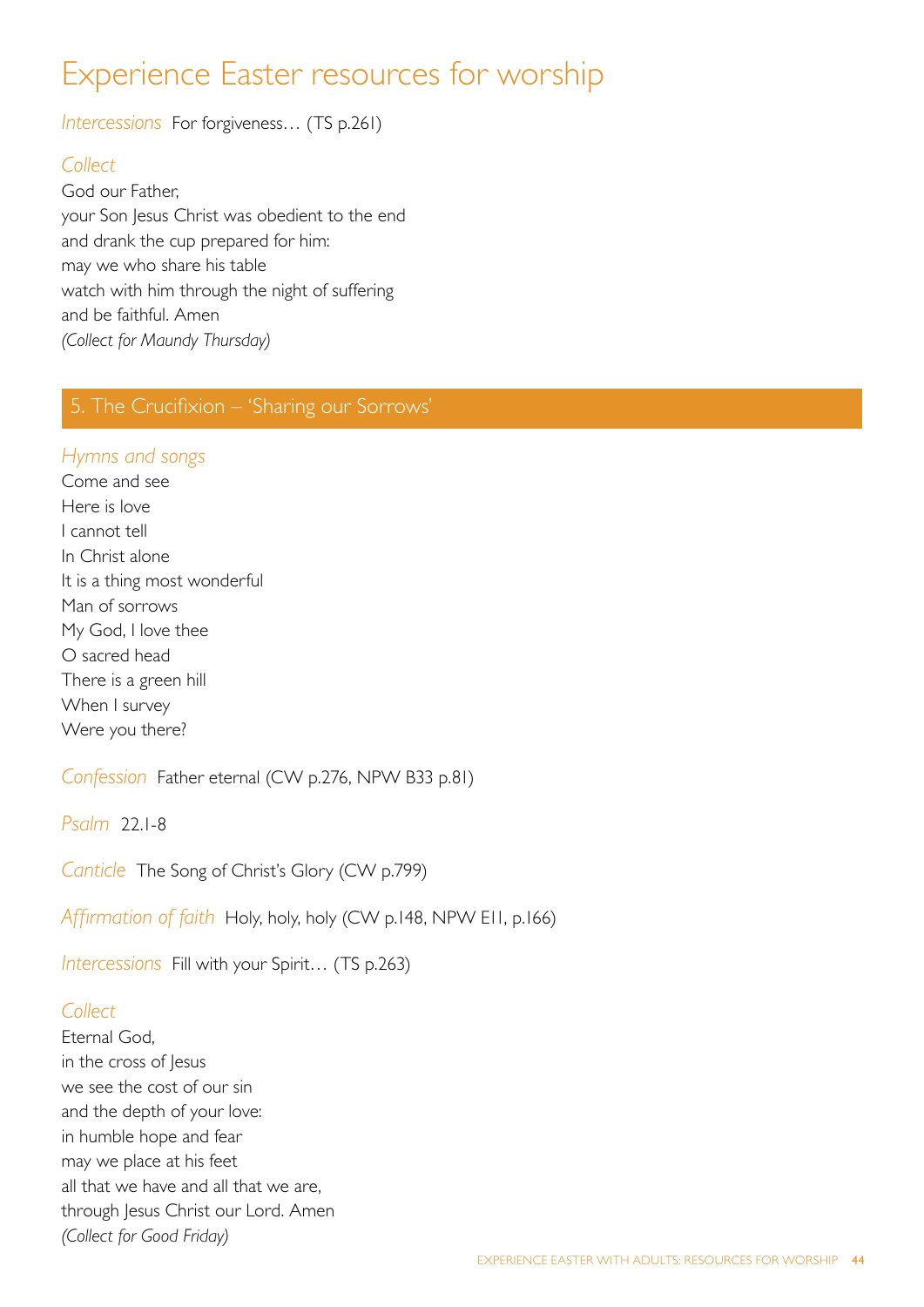# Experience Easter resources for worship

*Intercessions* For forgiveness… (TS p.261)

*Collect*

God our Father,
your Son Jesus Christ was obedient to the end
and drank the cup prepared for him:
may we who share his table
watch with him through the night of suffering
and be faithful. Amen
*(Collect for Maundy Thursday)*

## 5. The Crucifixion – 'Sharing our Sorrows'

*Hymns and songs*

Come and see
Here is love
I cannot tell
In Christ alone
It is a thing most wonderful
Man of sorrows
My God, I love thee
O sacred head
There is a green hill
When I survey
Were you there?

*Confession* Father eternal (CW p.276, NPW B33 p.81)

*Psalm* 22.1-8

*Canticle* The Song of Christ's Glory (CW p.799)

*Affirmation of faith* Holy, holy, holy (CW p.148, NPW E11, p.166)

*Intercessions* Fill with your Spirit… (TS p.263)

*Collect*

Eternal God,
in the cross of Jesus
we see the cost of our sin
and the depth of your love:
in humble hope and fear
may we place at his feet
all that we have and all that we are,
through Jesus Christ our Lord. Amen
*(Collect for Good Friday)*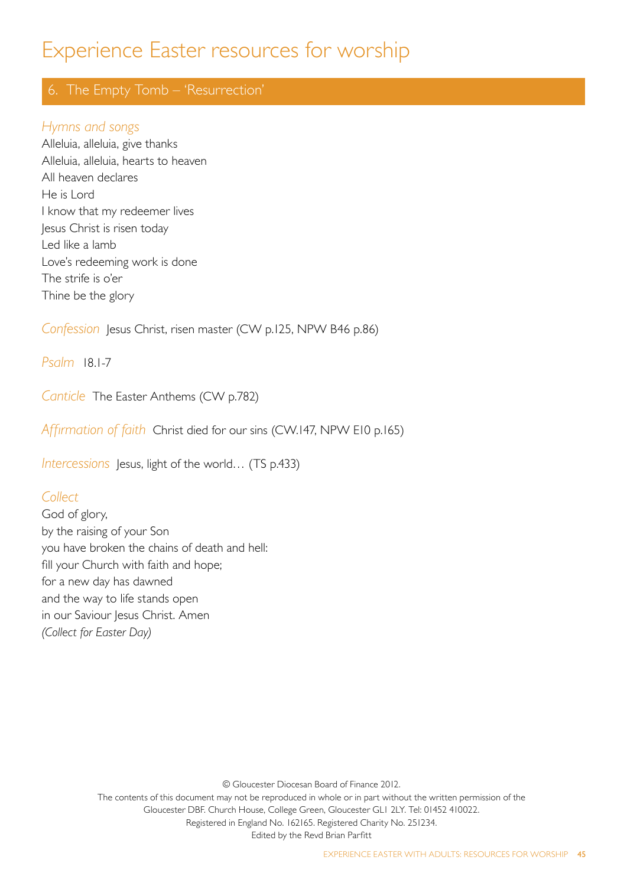# Experience Easter resources for worship

## 6. The Empty Tomb – 'Resurrection'

*Hymns and songs*

Alleluia, alleluia, give thanks
Alleluia, alleluia, hearts to heaven
All heaven declares
He is Lord
I know that my redeemer lives
Jesus Christ is risen today
Led like a lamb
Love's redeeming work is done
The strife is o'er
Thine be the glory

*Confession* Jesus Christ, risen master (CW p.125, NPW B46 p.86)

*Psalm* 18.1-7

*Canticle* The Easter Anthems (CW p.782)

*Affirmation of faith* Christ died for our sins (CW.147, NPW E10 p.165)

*Intercessions* Jesus, light of the world… (TS p.433)

*Collect*

God of glory,
by the raising of your Son
you have broken the chains of death and hell:
fill your Church with faith and hope;
for a new day has dawned
and the way to life stands open
in our Saviour Jesus Christ. Amen
*(Collect for Easter Day)*

© Gloucester Diocesan Board of Finance 2012.
The contents of this document may not be reproduced in whole or in part without the written permission of the Gloucester DBF. Church House, College Green, Gloucester GL1 2LY. Tel: 01452 410022.
Registered in England No. 162165. Registered Charity No. 251234.
Edited by the Revd Brian Parfitt